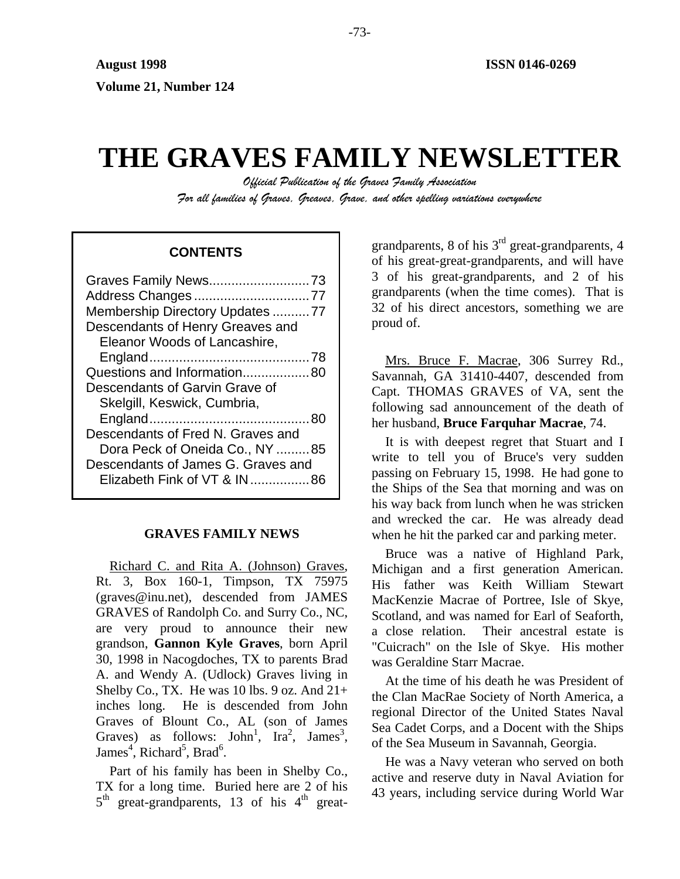**August 1998** **ISSN 0146-0269**

**Volume 21, Number 124**

# THE GRAVES FAMILY NEWSLETTER

*Official Publication of the Graves Family Association*

*For all families of Graves, Greaves, Grave, and other spelling variations everywhere*

**CONTENTS**

- Graves Family News ........................... 73
- Address Changes ............................... 77
- Membership Directory Updates .......... 77
- Descendants of Henry Greaves and Eleanor Woods of Lancashire, England ........................................... 78
- Questions and Information.................. 80
- Descendants of Garvin Grave of Skelgill, Keswick, Cumbria, England ........................................... 80
- Descendants of Fred N. Graves and Dora Peck of Oneida Co., NY ......... 85
- Descendants of James G. Graves and Elizabeth Fink of VT & IN ................ 86

## GRAVES FAMILY NEWS

Richard C. and Rita A. (Johnson) Graves, Rt. 3, Box 160-1, Timpson, TX 75975 (graves@inu.net), descended from JAMES GRAVES of Randolph Co. and Surry Co., NC, are very proud to announce their new grandson, **Gannon Kyle Graves**, born April 30, 1998 in Nacogdoches, TX to parents Brad A. and Wendy A. (Udlock) Graves living in Shelby Co., TX. He was 10 lbs. 9 oz. And 21+ inches long. He is descended from John Graves of Blount Co., AL (son of James Graves) as follows: John[1], Ira[2], James[3], James[4], Richard[5], Brad[6].

Part of his family has been in Shelby Co., TX for a long time. Buried here are 2 of his 5th great-grandparents, 13 of his 4th great-grandparents, 8 of his 3rd great-grandparents, 4 of his great-great-grandparents, and will have 3 of his great-grandparents, and 2 of his grandparents (when the time comes). That is 32 of his direct ancestors, something we are proud of.

Mrs. Bruce F. Macrae, 306 Surrey Rd., Savannah, GA 31410-4407, descended from Capt. THOMAS GRAVES of VA, sent the following sad announcement of the death of her husband, **Bruce Farquhar Macrae**, 74.

It is with deepest regret that Stuart and I write to tell you of Bruce's very sudden passing on February 15, 1998. He had gone to the Ships of the Sea that morning and was on his way back from lunch when he was stricken and wrecked the car. He was already dead when he hit the parked car and parking meter.

Bruce was a native of Highland Park, Michigan and a first generation American. His father was Keith William Stewart MacKenzie Macrae of Portree, Isle of Skye, Scotland, and was named for Earl of Seaforth, a close relation. Their ancestral estate is "Cuicrach" on the Isle of Skye. His mother was Geraldine Starr Macrae.

At the time of his death he was President of the Clan MacRae Society of North America, a regional Director of the United States Naval Sea Cadet Corps, and a Docent with the Ships of the Sea Museum in Savannah, Georgia.

He was a Navy veteran who served on both active and reserve duty in Naval Aviation for 43 years, including service during World War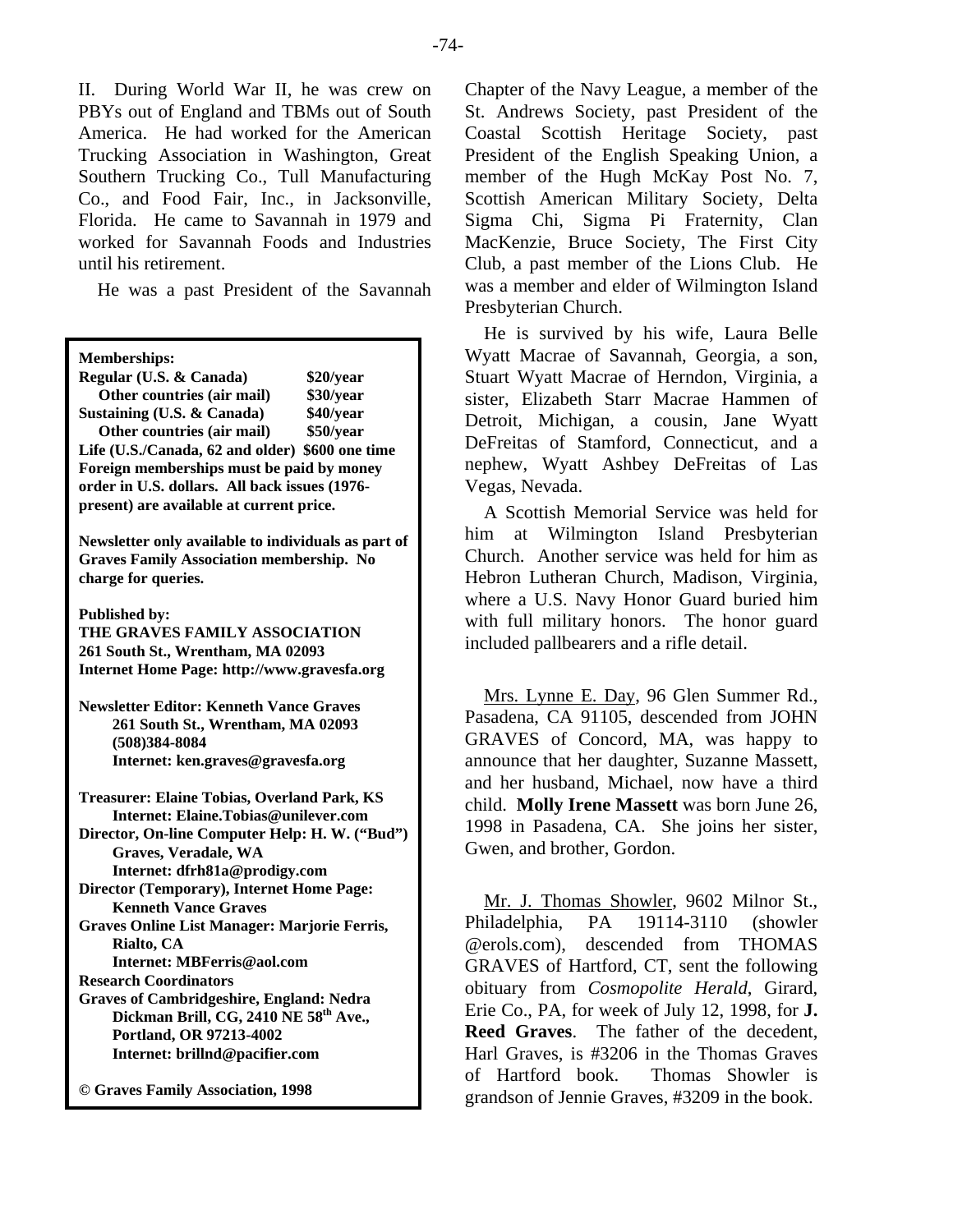II. During World War II, he was crew on PBYs out of England and TBMs out of South America. He had worked for the American Trucking Association in Washington, Great Southern Trucking Co., Tull Manufacturing Co., and Food Fair, Inc., in Jacksonville, Florida. He came to Savannah in 1979 and worked for Savannah Foods and Industries until his retirement.

He was a past President of the Savannah Chapter of the Navy League, a member of the St. Andrews Society, past President of the Coastal Scottish Heritage Society, past President of the English Speaking Union, a member of the Hugh McKay Post No. 7, Scottish American Military Society, Delta Sigma Chi, Sigma Pi Fraternity, Clan MacKenzie, Bruce Society, The First City Club, a past member of the Lions Club. He was a member and elder of Wilmington Island Presbyterian Church.

He is survived by his wife, Laura Belle Wyatt Macrae of Savannah, Georgia, a son, Stuart Wyatt Macrae of Herndon, Virginia, a sister, Elizabeth Starr Macrae Hammen of Detroit, Michigan, a cousin, Jane Wyatt DeFreitas of Stamford, Connecticut, and a nephew, Wyatt Ashbey DeFreitas of Las Vegas, Nevada.

A Scottish Memorial Service was held for him at Wilmington Island Presbyterian Church. Another service was held for him as Hebron Lutheran Church, Madison, Virginia, where a U.S. Navy Honor Guard buried him with full military honors. The honor guard included pallbearers and a rifle detail.

**Memberships:**

| | |
|---|---|
| **Regular (U.S. & Canada)** | **$20/year** |
| **Other countries (air mail)** | **$30/year** |
| **Sustaining (U.S. & Canada)** | **$40/year** |
| **Other countries (air mail)** | **$50/year** |

**Life (U.S./Canada, 62 and older) $600 one time**
**Foreign memberships must be paid by money order in U.S. dollars. All back issues (1976-present) are available at current price.**

**Newsletter only available to individuals as part of Graves Family Association membership. No charge for queries.**

**Published by:**
**THE GRAVES FAMILY ASSOCIATION**
**261 South St., Wrentham, MA 02093**
**Internet Home Page: http://www.gravesfa.org**

**Newsletter Editor: Kenneth Vance Graves**
**261 South St., Wrentham, MA 02093**
**(508)384-8084**
**Internet: ken.graves@gravesfa.org**

**Treasurer: Elaine Tobias, Overland Park, KS**
**Internet: Elaine.Tobias@unilever.com**
**Director, On-line Computer Help: H. W. ("Bud") Graves, Veradale, WA**
**Internet: dfrh81a@prodigy.com**
**Director (Temporary), Internet Home Page: Kenneth Vance Graves**
**Graves Online List Manager: Marjorie Ferris, Rialto, CA**
**Internet: MBFerris@aol.com**
**Research Coordinators**
**Graves of Cambridgeshire, England: Nedra Dickman Brill, CG, 2410 NE 58th Ave., Portland, OR 97213-4002**
**Internet: brillnd@pacifier.com**

**© Graves Family Association, 1998**

<u>Mrs. Lynne E. Day</u>, 96 Glen Summer Rd., Pasadena, CA 91105, descended from JOHN GRAVES of Concord, MA, was happy to announce that her daughter, Suzanne Massett, and her husband, Michael, now have a third child. **Molly Irene Massett** was born June 26, 1998 in Pasadena, CA. She joins her sister, Gwen, and brother, Gordon.

<u>Mr. J. Thomas Showler</u>, 9602 Milnor St., Philadelphia, PA 19114-3110 (showler @erols.com), descended from THOMAS GRAVES of Hartford, CT, sent the following obituary from *Cosmopolite Herald*, Girard, Erie Co., PA, for week of July 12, 1998, for **J. Reed Graves**. The father of the decedent, Harl Graves, is #3206 in the Thomas Graves of Hartford book. Thomas Showler is grandson of Jennie Graves, #3209 in the book.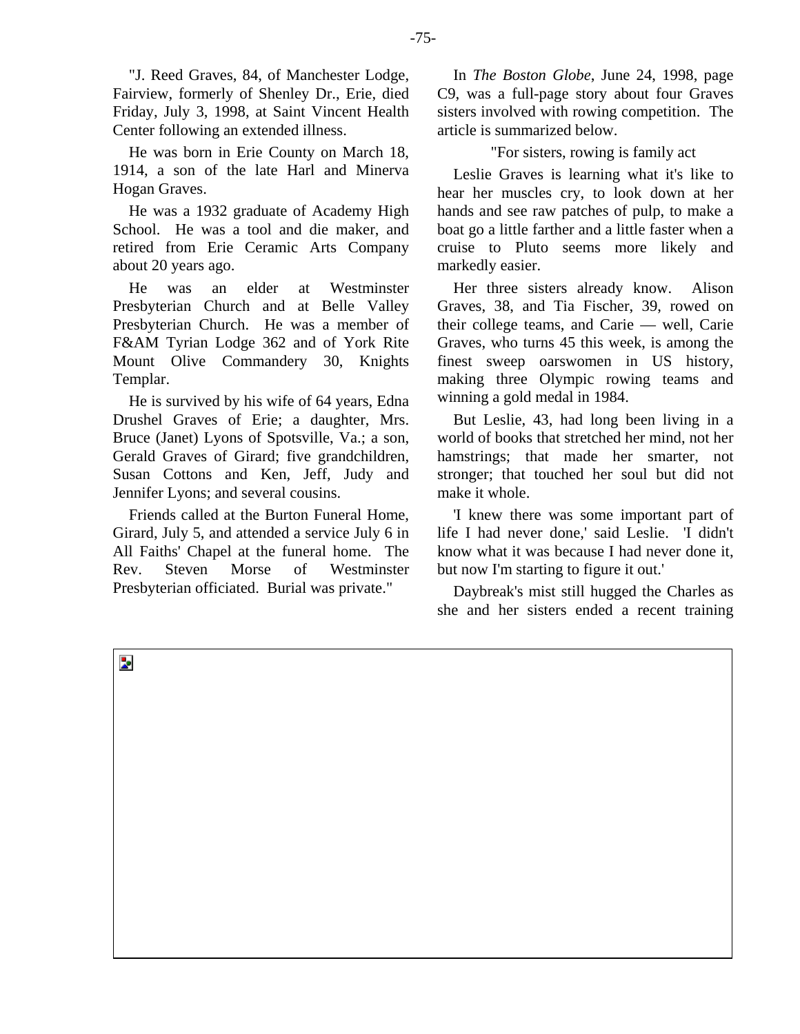"J. Reed Graves, 84, of Manchester Lodge, Fairview, formerly of Shenley Dr., Erie, died Friday, July 3, 1998, at Saint Vincent Health Center following an extended illness.

He was born in Erie County on March 18, 1914, a son of the late Harl and Minerva Hogan Graves.

He was a 1932 graduate of Academy High School. He was a tool and die maker, and retired from Erie Ceramic Arts Company about 20 years ago.

He was an elder at Westminster Presbyterian Church and at Belle Valley Presbyterian Church. He was a member of F&AM Tyrian Lodge 362 and of York Rite Mount Olive Commandery 30, Knights Templar.

He is survived by his wife of 64 years, Edna Drushel Graves of Erie; a daughter, Mrs. Bruce (Janet) Lyons of Spotsville, Va.; a son, Gerald Graves of Girard; five grandchildren, Susan Cottons and Ken, Jeff, Judy and Jennifer Lyons; and several cousins.

Friends called at the Burton Funeral Home, Girard, July 5, and attended a service July 6 in All Faiths' Chapel at the funeral home. The Rev. Steven Morse of Westminster Presbyterian officiated. Burial was private."

In *The Boston Globe*, June 24, 1998, page C9, was a full-page story about four Graves sisters involved with rowing competition. The article is summarized below.

"For sisters, rowing is family act

Leslie Graves is learning what it's like to hear her muscles cry, to look down at her hands and see raw patches of pulp, to make a boat go a little farther and a little faster when a cruise to Pluto seems more likely and markedly easier.

Her three sisters already know. Alison Graves, 38, and Tia Fischer, 39, rowed on their college teams, and Carie — well, Carie Graves, who turns 45 this week, is among the finest sweep oarswomen in US history, making three Olympic rowing teams and winning a gold medal in 1984.

But Leslie, 43, had long been living in a world of books that stretched her mind, not her hamstrings; that made her smarter, not stronger; that touched her soul but did not make it whole.

'I knew there was some important part of life I had never done,' said Leslie. 'I didn't know what it was because I had never done it, but now I'm starting to figure it out.'

Daybreak's mist still hugged the Charles as she and her sisters ended a recent training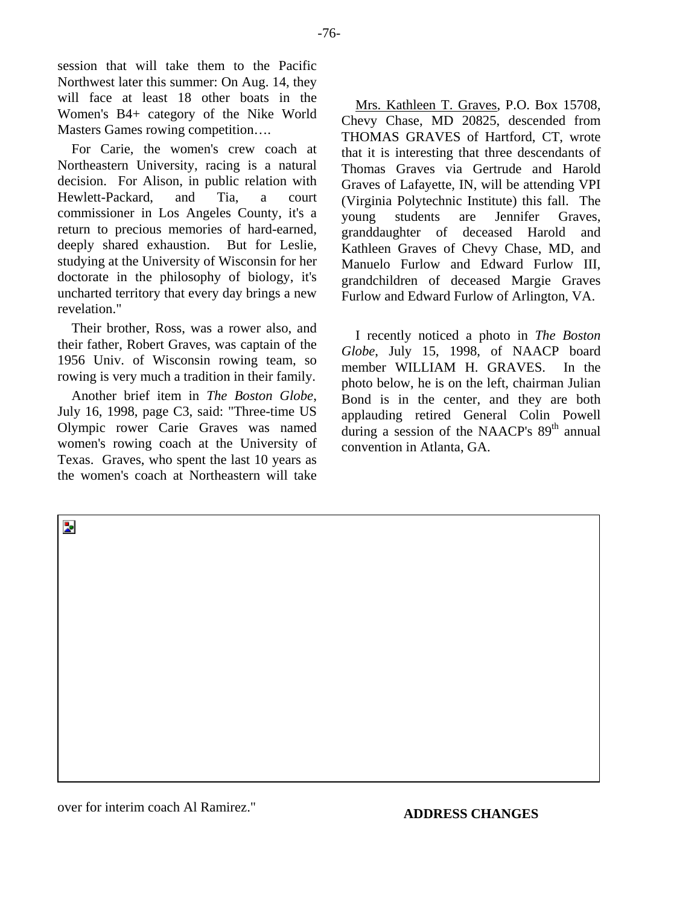session that will take them to the Pacific Northwest later this summer: On Aug. 14, they will face at least 18 other boats in the Women's B4+ category of the Nike World Masters Games rowing competition….

For Carie, the women's crew coach at Northeastern University, racing is a natural decision. For Alison, in public relation with Hewlett-Packard, and Tia, a court commissioner in Los Angeles County, it's a return to precious memories of hard-earned, deeply shared exhaustion. But for Leslie, studying at the University of Wisconsin for her doctorate in the philosophy of biology, it's uncharted territory that every day brings a new revelation."

Their brother, Ross, was a rower also, and their father, Robert Graves, was captain of the 1956 Univ. of Wisconsin rowing team, so rowing is very much a tradition in their family.

Another brief item in *The Boston Globe*, July 16, 1998, page C3, said: "Three-time US Olympic rower Carie Graves was named women's rowing coach at the University of Texas. Graves, who spent the last 10 years as the women's coach at Northeastern will take over for interim coach Al Ramirez."

Mrs. Kathleen T. Graves, P.O. Box 15708, Chevy Chase, MD 20825, descended from THOMAS GRAVES of Hartford, CT, wrote that it is interesting that three descendants of Thomas Graves via Gertrude and Harold Graves of Lafayette, IN, will be attending VPI (Virginia Polytechnic Institute) this fall. The young students are Jennifer Graves, granddaughter of deceased Harold and Kathleen Graves of Chevy Chase, MD, and Manuelo Furlow and Edward Furlow III, grandchildren of deceased Margie Graves Furlow and Edward Furlow of Arlington, VA.

I recently noticed a photo in *The Boston Globe*, July 15, 1998, of NAACP board member WILLIAM H. GRAVES. In the photo below, he is on the left, chairman Julian Bond is in the center, and they are both applauding retired General Colin Powell during a session of the NAACP's 89th annual convention in Atlanta, GA.

**ADDRESS CHANGES**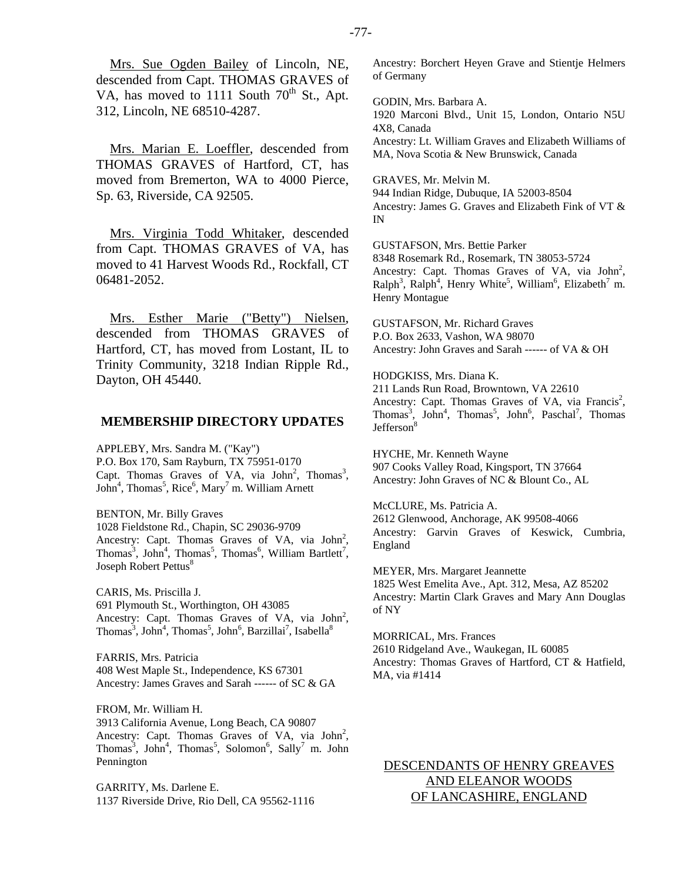Mrs. Sue Ogden Bailey of Lincoln, NE, descended from Capt. THOMAS GRAVES of VA, has moved to 1111 South 70th St., Apt. 312, Lincoln, NE 68510-4287.

Mrs. Marian E. Loeffler, descended from THOMAS GRAVES of Hartford, CT, has moved from Bremerton, WA to 4000 Pierce, Sp. 63, Riverside, CA 92505.

Mrs. Virginia Todd Whitaker, descended from Capt. THOMAS GRAVES of VA, has moved to 41 Harvest Woods Rd., Rockfall, CT 06481-2052.

Mrs. Esther Marie ("Betty") Nielsen, descended from THOMAS GRAVES of Hartford, CT, has moved from Lostant, IL to Trinity Community, 3218 Indian Ripple Rd., Dayton, OH 45440.

## MEMBERSHIP DIRECTORY UPDATES

APPLEBY, Mrs. Sandra M. ("Kay")
P.O. Box 170, Sam Rayburn, TX 75951-0170
Capt. Thomas Graves of VA, via John[2], Thomas[3], John[4], Thomas[5], Rice[6], Mary[7] m. William Arnett

BENTON, Mr. Billy Graves
1028 Fieldstone Rd., Chapin, SC 29036-9709
Ancestry: Capt. Thomas Graves of VA, via John[2], Thomas[3], John[4], Thomas[5], Thomas[6], William Bartlett[7], Joseph Robert Pettus[8]

CARIS, Ms. Priscilla J.
691 Plymouth St., Worthington, OH 43085
Ancestry: Capt. Thomas Graves of VA, via John[2], Thomas[3], John[4], Thomas[5], John[6], Barzillai[7], Isabella[8]

FARRIS, Mrs. Patricia
408 West Maple St., Independence, KS 67301
Ancestry: James Graves and Sarah ------ of SC & GA

FROM, Mr. William H.
3913 California Avenue, Long Beach, CA 90807
Ancestry: Capt. Thomas Graves of VA, via John[2], Thomas[3], John[4], Thomas[5], Solomon[6], Sally[7] m. John Pennington

GARRITY, Ms. Darlene E.
1137 Riverside Drive, Rio Dell, CA 95562-1116
Ancestry: Borchert Heyen Grave and Stientje Helmers of Germany

GODIN, Mrs. Barbara A.
1920 Marconi Blvd., Unit 15, London, Ontario N5U 4X8, Canada
Ancestry: Lt. William Graves and Elizabeth Williams of MA, Nova Scotia & New Brunswick, Canada

GRAVES, Mr. Melvin M.
944 Indian Ridge, Dubuque, IA 52003-8504
Ancestry: James G. Graves and Elizabeth Fink of VT & IN

GUSTAFSON, Mrs. Bettie Parker
8348 Rosemark Rd., Rosemark, TN 38053-5724
Ancestry: Capt. Thomas Graves of VA, via John[2], Ralph[3], Ralph[4], Henry White[5], William[6], Elizabeth[7] m. Henry Montague

GUSTAFSON, Mr. Richard Graves
P.O. Box 2633, Vashon, WA 98070
Ancestry: John Graves and Sarah ------ of VA & OH

HODGKISS, Mrs. Diana K.
211 Lands Run Road, Browntown, VA 22610
Ancestry: Capt. Thomas Graves of VA, via Francis[2], Thomas[3], John[4], Thomas[5], John[6], Paschal[7], Thomas Jefferson[8]

HYCHE, Mr. Kenneth Wayne
907 Cooks Valley Road, Kingsport, TN 37664
Ancestry: John Graves of NC & Blount Co., AL

McCLURE, Ms. Patricia A.
2612 Glenwood, Anchorage, AK 99508-4066
Ancestry: Garvin Graves of Keswick, Cumbria, England

MEYER, Mrs. Margaret Jeannette
1825 West Emelita Ave., Apt. 312, Mesa, AZ 85202
Ancestry: Martin Clark Graves and Mary Ann Douglas of NY

MORRICAL, Mrs. Frances
2610 Ridgeland Ave., Waukegan, IL 60085
Ancestry: Thomas Graves of Hartford, CT & Hatfield, MA, via #1414

## DESCENDANTS OF HENRY GREAVES AND ELEANOR WOODS OF LANCASHIRE, ENGLAND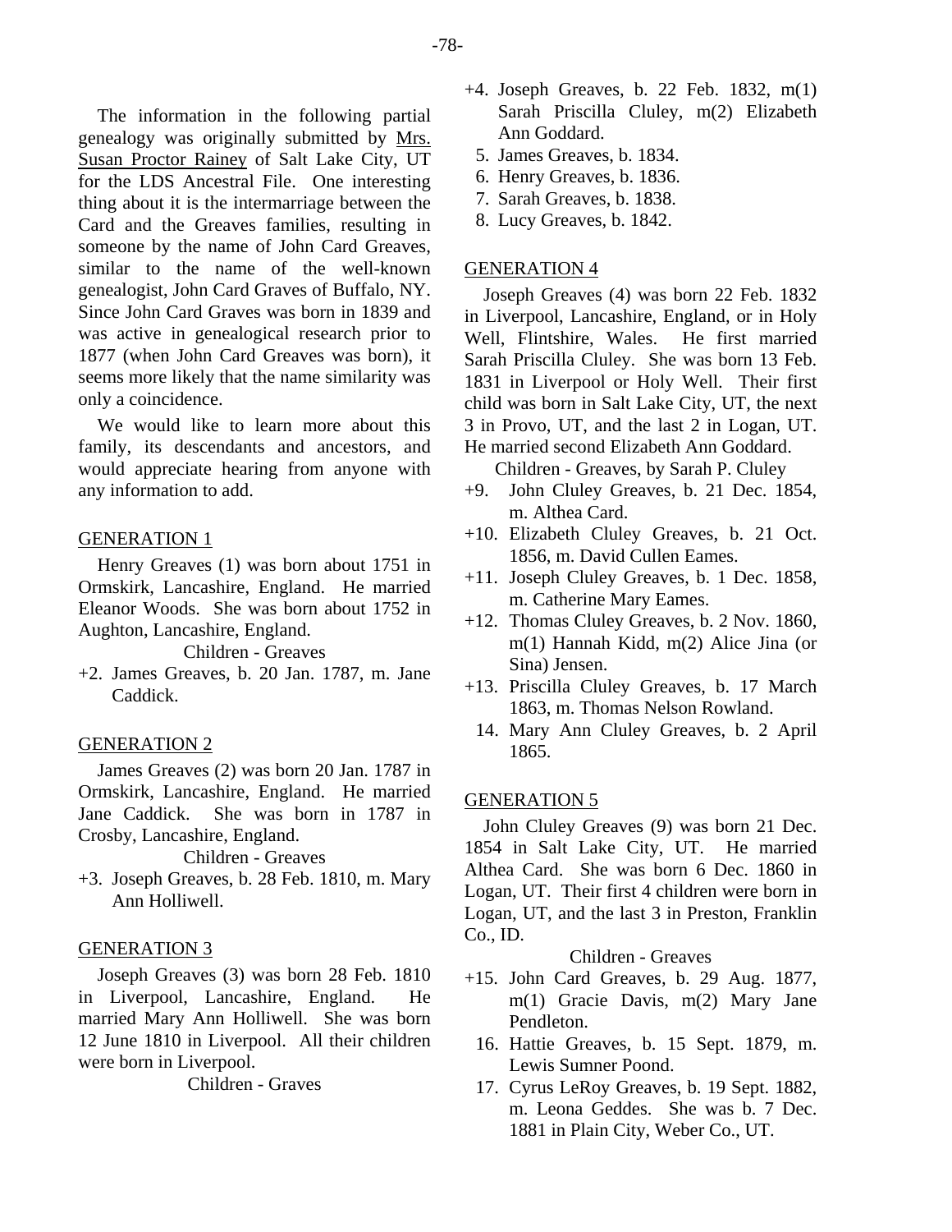The information in the following partial genealogy was originally submitted by Mrs. Susan Proctor Rainey of Salt Lake City, UT for the LDS Ancestral File. One interesting thing about it is the intermarriage between the Card and the Greaves families, resulting in someone by the name of John Card Greaves, similar to the name of the well-known genealogist, John Card Graves of Buffalo, NY. Since John Card Graves was born in 1839 and was active in genealogical research prior to 1877 (when John Card Greaves was born), it seems more likely that the name similarity was only a coincidence.

We would like to learn more about this family, its descendants and ancestors, and would appreciate hearing from anyone with any information to add.

## GENERATION 1

Henry Greaves (1) was born about 1751 in Ormskirk, Lancashire, England. He married Eleanor Woods. She was born about 1752 in Aughton, Lancashire, England.

Children - Greaves

+2. James Greaves, b. 20 Jan. 1787, m. Jane Caddick.

## GENERATION 2

James Greaves (2) was born 20 Jan. 1787 in Ormskirk, Lancashire, England. He married Jane Caddick. She was born in 1787 in Crosby, Lancashire, England.

Children - Greaves

+3. Joseph Greaves, b. 28 Feb. 1810, m. Mary Ann Holliwell.

## GENERATION 3

Joseph Greaves (3) was born 28 Feb. 1810 in Liverpool, Lancashire, England. He married Mary Ann Holliwell. She was born 12 June 1810 in Liverpool. All their children were born in Liverpool.

Children - Graves

+4. Joseph Greaves, b. 22 Feb. 1832, m(1) Sarah Priscilla Cluley, m(2) Elizabeth Ann Goddard.
5. James Greaves, b. 1834.
6. Henry Greaves, b. 1836.
7. Sarah Greaves, b. 1838.
8. Lucy Greaves, b. 1842.

## GENERATION 4

Joseph Greaves (4) was born 22 Feb. 1832 in Liverpool, Lancashire, England, or in Holy Well, Flintshire, Wales. He first married Sarah Priscilla Cluley. She was born 13 Feb. 1831 in Liverpool or Holy Well. Their first child was born in Salt Lake City, UT, the next 3 in Provo, UT, and the last 2 in Logan, UT. He married second Elizabeth Ann Goddard.

Children - Greaves, by Sarah P. Cluley

+9. John Cluley Greaves, b. 21 Dec. 1854, m. Althea Card.
+10. Elizabeth Cluley Greaves, b. 21 Oct. 1856, m. David Cullen Eames.
+11. Joseph Cluley Greaves, b. 1 Dec. 1858, m. Catherine Mary Eames.
+12. Thomas Cluley Greaves, b. 2 Nov. 1860, m(1) Hannah Kidd, m(2) Alice Jina (or Sina) Jensen.
+13. Priscilla Cluley Greaves, b. 17 March 1863, m. Thomas Nelson Rowland.
14. Mary Ann Cluley Greaves, b. 2 April 1865.

## GENERATION 5

John Cluley Greaves (9) was born 21 Dec. 1854 in Salt Lake City, UT. He married Althea Card. She was born 6 Dec. 1860 in Logan, UT. Their first 4 children were born in Logan, UT, and the last 3 in Preston, Franklin Co., ID.

Children - Greaves

+15. John Card Greaves, b. 29 Aug. 1877, m(1) Gracie Davis, m(2) Mary Jane Pendleton.
16. Hattie Greaves, b. 15 Sept. 1879, m. Lewis Sumner Poond.
17. Cyrus LeRoy Greaves, b. 19 Sept. 1882, m. Leona Geddes. She was b. 7 Dec. 1881 in Plain City, Weber Co., UT.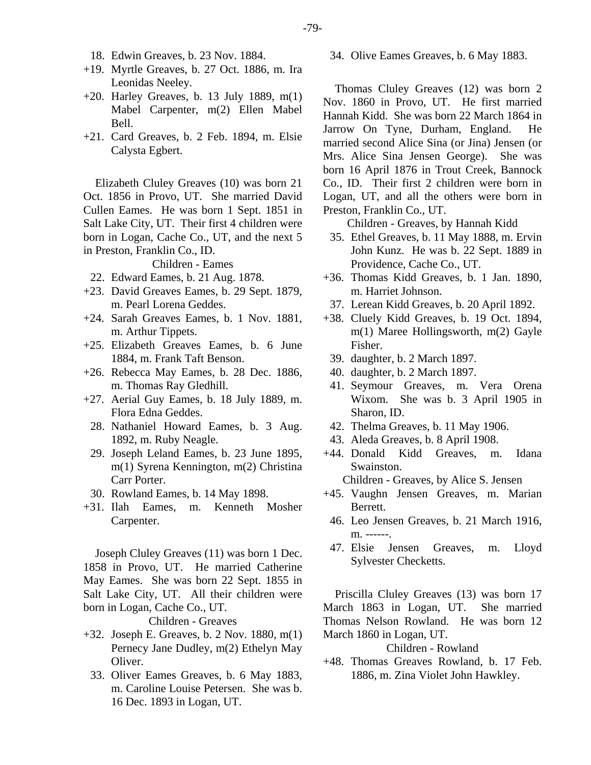18. Edwin Greaves, b. 23 Nov. 1884.
+19. Myrtle Greaves, b. 27 Oct. 1886, m. Ira Leonidas Neeley.
+20. Harley Greaves, b. 13 July 1889, m(1) Mabel Carpenter, m(2) Ellen Mabel Bell.
+21. Card Greaves, b. 2 Feb. 1894, m. Elsie Calysta Egbert.

Elizabeth Cluley Greaves (10) was born 21 Oct. 1856 in Provo, UT. She married David Cullen Eames. He was born 1 Sept. 1851 in Salt Lake City, UT. Their first 4 children were born in Logan, Cache Co., UT, and the next 5 in Preston, Franklin Co., ID.

Children - Eames

22. Edward Eames, b. 21 Aug. 1878.
+23. David Greaves Eames, b. 29 Sept. 1879, m. Pearl Lorena Geddes.
+24. Sarah Greaves Eames, b. 1 Nov. 1881, m. Arthur Tippets.
+25. Elizabeth Greaves Eames, b. 6 June 1884, m. Frank Taft Benson.
+26. Rebecca May Eames, b. 28 Dec. 1886, m. Thomas Ray Gledhill.
+27. Aerial Guy Eames, b. 18 July 1889, m. Flora Edna Geddes.
28. Nathaniel Howard Eames, b. 3 Aug. 1892, m. Ruby Neagle.
29. Joseph Leland Eames, b. 23 June 1895, m(1) Syrena Kennington, m(2) Christina Carr Porter.
30. Rowland Eames, b. 14 May 1898.
+31. Ilah Eames, m. Kenneth Mosher Carpenter.

Joseph Cluley Greaves (11) was born 1 Dec. 1858 in Provo, UT. He married Catherine May Eames. She was born 22 Sept. 1855 in Salt Lake City, UT. All their children were born in Logan, Cache Co., UT.

Children - Greaves

+32. Joseph E. Greaves, b. 2 Nov. 1880, m(1) Pernecy Jane Dudley, m(2) Ethelyn May Oliver.
33. Oliver Eames Greaves, b. 6 May 1883, m. Caroline Louise Petersen. She was b. 16 Dec. 1893 in Logan, UT.
34. Olive Eames Greaves, b. 6 May 1883.

Thomas Cluley Greaves (12) was born 2 Nov. 1860 in Provo, UT. He first married Hannah Kidd. She was born 22 March 1864 in Jarrow On Tyne, Durham, England. He married second Alice Sina (or Jina) Jensen (or Mrs. Alice Sina Jensen George). She was born 16 April 1876 in Trout Creek, Bannock Co., ID. Their first 2 children were born in Logan, UT, and all the others were born in Preston, Franklin Co., UT.

Children - Greaves, by Hannah Kidd

35. Ethel Greaves, b. 11 May 1888, m. Ervin John Kunz. He was b. 22 Sept. 1889 in Providence, Cache Co., UT.
+36. Thomas Kidd Greaves, b. 1 Jan. 1890, m. Harriet Johnson.
37. Lerean Kidd Greaves, b. 20 April 1892.
+38. Cluely Kidd Greaves, b. 19 Oct. 1894, m(1) Maree Hollingsworth, m(2) Gayle Fisher.
39. daughter, b. 2 March 1897.
40. daughter, b. 2 March 1897.
41. Seymour Greaves, m. Vera Orena Wixom. She was b. 3 April 1905 in Sharon, ID.
42. Thelma Greaves, b. 11 May 1906.
43. Aleda Greaves, b. 8 April 1908.
+44. Donald Kidd Greaves, m. Idana Swainston.

Children - Greaves, by Alice S. Jensen

+45. Vaughn Jensen Greaves, m. Marian Berrett.
46. Leo Jensen Greaves, b. 21 March 1916, m. ------.
47. Elsie Jensen Greaves, m. Lloyd Sylvester Checketts.

Priscilla Cluley Greaves (13) was born 17 March 1863 in Logan, UT. She married Thomas Nelson Rowland. He was born 12 March 1860 in Logan, UT.

Children - Rowland

+48. Thomas Greaves Rowland, b. 17 Feb. 1886, m. Zina Violet John Hawkley.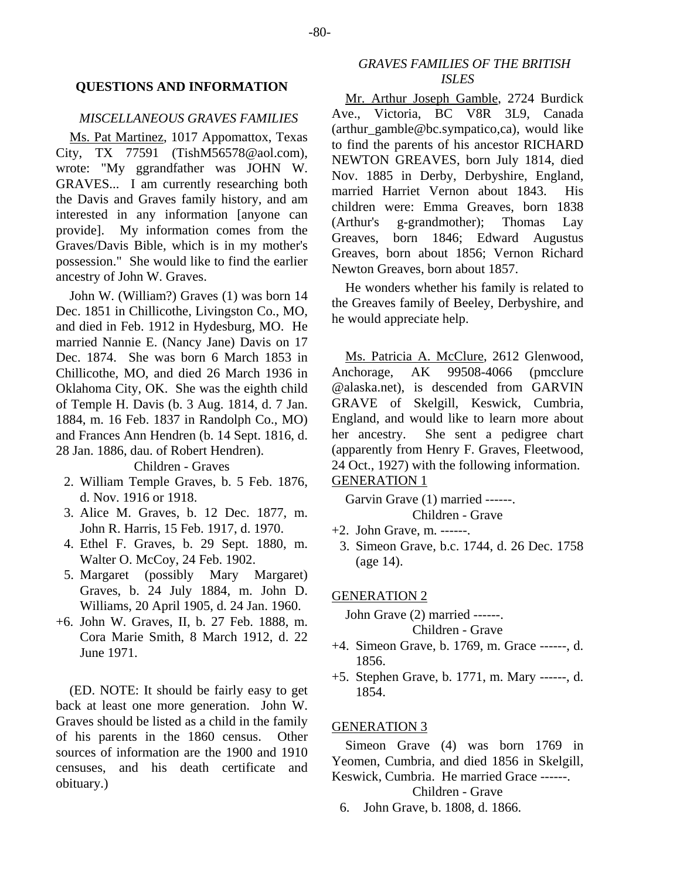## QUESTIONS AND INFORMATION

### *MISCELLANEOUS GRAVES FAMILIES*

Ms. Pat Martinez, 1017 Appomattox, Texas City, TX 77591 (TishM56578@aol.com), wrote: "My ggrandfather was JOHN W. GRAVES... I am currently researching both the Davis and Graves family history, and am interested in any information [anyone can provide]. My information comes from the Graves/Davis Bible, which is in my mother's possession." She would like to find the earlier ancestry of John W. Graves.

John W. (William?) Graves (1) was born 14 Dec. 1851 in Chillicothe, Livingston Co., MO, and died in Feb. 1912 in Hydesburg, MO. He married Nannie E. (Nancy Jane) Davis on 17 Dec. 1874. She was born 6 March 1853 in Chillicothe, MO, and died 26 March 1936 in Oklahoma City, OK. She was the eighth child of Temple H. Davis (b. 3 Aug. 1814, d. 7 Jan. 1884, m. 16 Feb. 1837 in Randolph Co., MO) and Frances Ann Hendren (b. 14 Sept. 1816, d. 28 Jan. 1886, dau. of Robert Hendren).

Children - Graves

2. William Temple Graves, b. 5 Feb. 1876, d. Nov. 1916 or 1918.
3. Alice M. Graves, b. 12 Dec. 1877, m. John R. Harris, 15 Feb. 1917, d. 1970.
4. Ethel F. Graves, b. 29 Sept. 1880, m. Walter O. McCoy, 24 Feb. 1902.
5. Margaret (possibly Mary Margaret) Graves, b. 24 July 1884, m. John D. Williams, 20 April 1905, d. 24 Jan. 1960.

+6. John W. Graves, II, b. 27 Feb. 1888, m. Cora Marie Smith, 8 March 1912, d. 22 June 1971.

(ED. NOTE: It should be fairly easy to get back at least one more generation. John W. Graves should be listed as a child in the family of his parents in the 1860 census. Other sources of information are the 1900 and 1910 censuses, and his death certificate and obituary.)

### *GRAVES FAMILIES OF THE BRITISH ISLES*

Mr. Arthur Joseph Gamble, 2724 Burdick Ave., Victoria, BC V8R 3L9, Canada (arthur_gamble@bc.sympatico,ca), would like to find the parents of his ancestor RICHARD NEWTON GREAVES, born July 1814, died Nov. 1885 in Derby, Derbyshire, England, married Harriet Vernon about 1843. His children were: Emma Greaves, born 1838 (Arthur's g-grandmother); Thomas Lay Greaves, born 1846; Edward Augustus Greaves, born about 1856; Vernon Richard Newton Greaves, born about 1857.

He wonders whether his family is related to the Greaves family of Beeley, Derbyshire, and he would appreciate help.

Ms. Patricia A. McClure, 2612 Glenwood, Anchorage, AK 99508-4066 (pmcclure @alaska.net), is descended from GARVIN GRAVE of Skelgill, Keswick, Cumbria, England, and would like to learn more about her ancestry. She sent a pedigree chart (apparently from Henry F. Graves, Fleetwood, 24 Oct., 1927) with the following information.

GENERATION 1

Garvin Grave (1) married ------.

Children - Grave

+2. John Grave, m. ------.

3. Simeon Grave, b.c. 1744, d. 26 Dec. 1758 (age 14).

GENERATION 2

John Grave (2) married ------.

Children - Grave

+4. Simeon Grave, b. 1769, m. Grace ------, d. 1856.

+5. Stephen Grave, b. 1771, m. Mary ------, d. 1854.

GENERATION 3

Simeon Grave (4) was born 1769 in Yeomen, Cumbria, and died 1856 in Skelgill, Keswick, Cumbria. He married Grace ------.

Children - Grave

6. John Grave, b. 1808, d. 1866.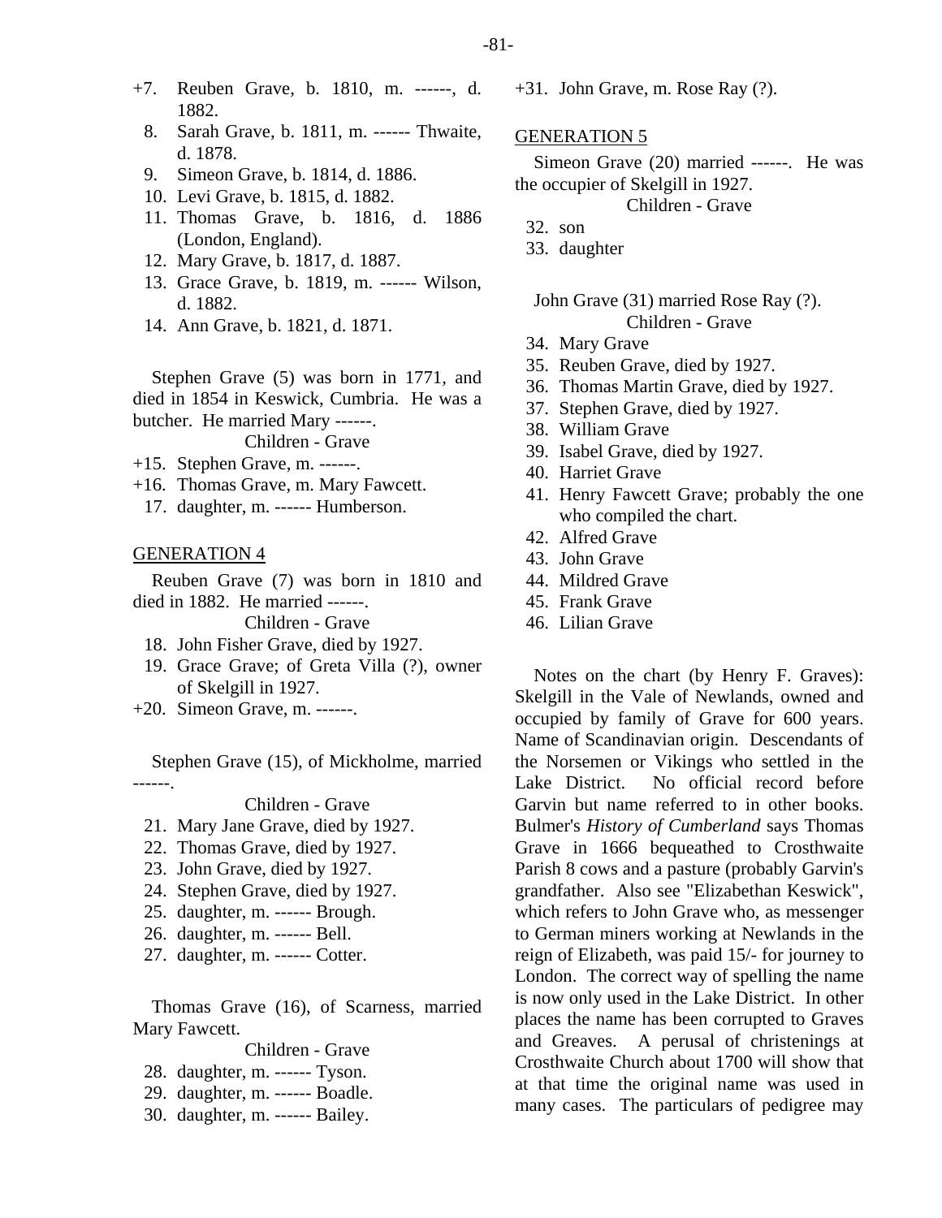+7. Reuben Grave, b. 1810, m. ------, d. 1882.
8. Sarah Grave, b. 1811, m. ------ Thwaite, d. 1878.
9. Simeon Grave, b. 1814, d. 1886.
10. Levi Grave, b. 1815, d. 1882.
11. Thomas Grave, b. 1816, d. 1886 (London, England).
12. Mary Grave, b. 1817, d. 1887.
13. Grace Grave, b. 1819, m. ------ Wilson, d. 1882.
14. Ann Grave, b. 1821, d. 1871.

Stephen Grave (5) was born in 1771, and died in 1854 in Keswick, Cumbria. He was a butcher. He married Mary ------.

Children - Grave

+15. Stephen Grave, m. ------.
+16. Thomas Grave, m. Mary Fawcett.
17. daughter, m. ------ Humberson.

## GENERATION 4

Reuben Grave (7) was born in 1810 and died in 1882. He married ------.

Children - Grave

18. John Fisher Grave, died by 1927.
19. Grace Grave; of Greta Villa (?), owner of Skelgill in 1927.
+20. Simeon Grave, m. ------.

Stephen Grave (15), of Mickholme, married ------.

Children - Grave

21. Mary Jane Grave, died by 1927.
22. Thomas Grave, died by 1927.
23. John Grave, died by 1927.
24. Stephen Grave, died by 1927.
25. daughter, m. ------ Brough.
26. daughter, m. ------ Bell.
27. daughter, m. ------ Cotter.

Thomas Grave (16), of Scarness, married Mary Fawcett.

Children - Grave

28. daughter, m. ------ Tyson.
29. daughter, m. ------ Boadle.
30. daughter, m. ------ Bailey.
+31. John Grave, m. Rose Ray (?).

## GENERATION 5

Simeon Grave (20) married ------. He was the occupier of Skelgill in 1927.

Children - Grave

32. son
33. daughter

John Grave (31) married Rose Ray (?).

Children - Grave

34. Mary Grave
35. Reuben Grave, died by 1927.
36. Thomas Martin Grave, died by 1927.
37. Stephen Grave, died by 1927.
38. William Grave
39. Isabel Grave, died by 1927.
40. Harriet Grave
41. Henry Fawcett Grave; probably the one who compiled the chart.
42. Alfred Grave
43. John Grave
44. Mildred Grave
45. Frank Grave
46. Lilian Grave

Notes on the chart (by Henry F. Graves): Skelgill in the Vale of Newlands, owned and occupied by family of Grave for 600 years. Name of Scandinavian origin. Descendants of the Norsemen or Vikings who settled in the Lake District. No official record before Garvin but name referred to in other books. Bulmer's *History of Cumberland* says Thomas Grave in 1666 bequeathed to Crosthwaite Parish 8 cows and a pasture (probably Garvin's grandfather. Also see "Elizabethan Keswick", which refers to John Grave who, as messenger to German miners working at Newlands in the reign of Elizabeth, was paid 15/- for journey to London. The correct way of spelling the name is now only used in the Lake District. In other places the name has been corrupted to Graves and Greaves. A perusal of christenings at Crosthwaite Church about 1700 will show that at that time the original name was used in many cases. The particulars of pedigree may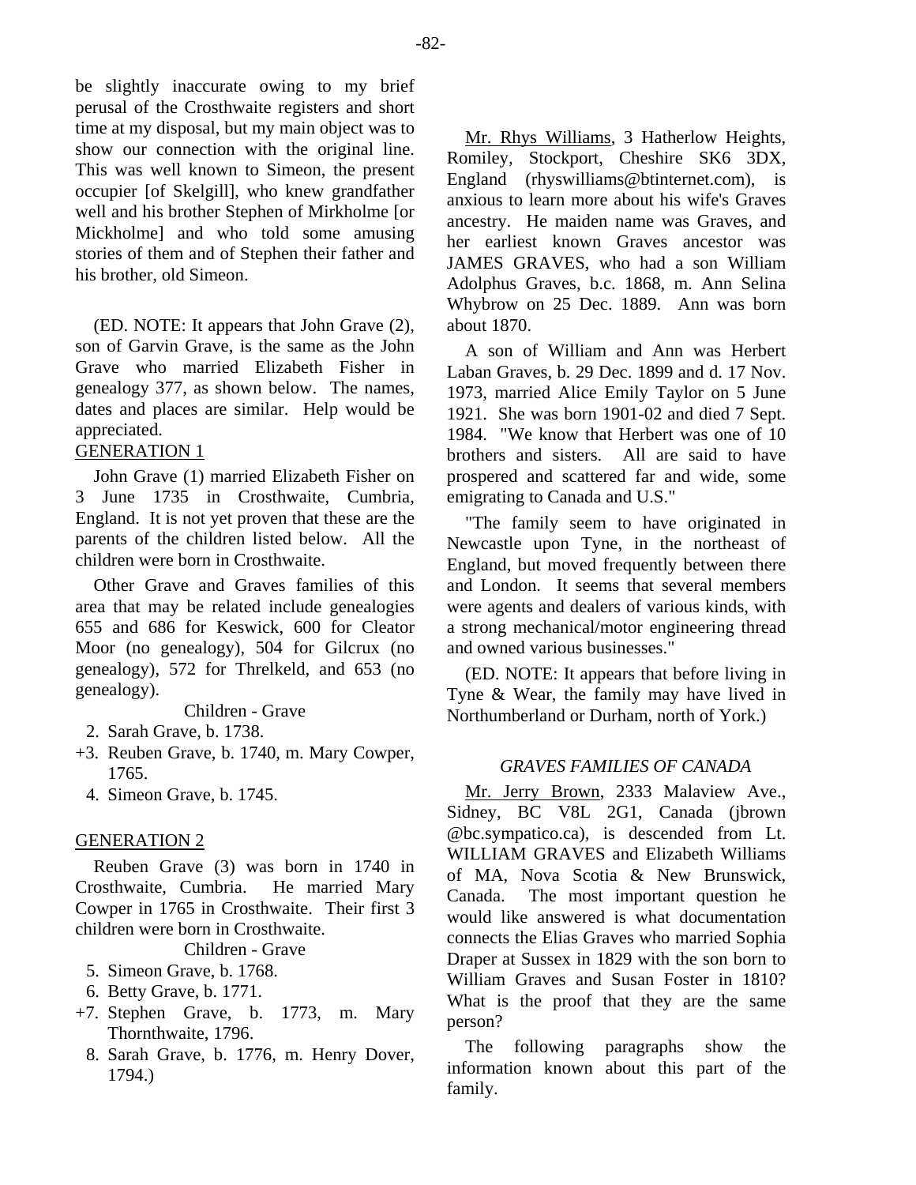be slightly inaccurate owing to my brief perusal of the Crosthwaite registers and short time at my disposal, but my main object was to show our connection with the original line. This was well known to Simeon, the present occupier [of Skelgill], who knew grandfather well and his brother Stephen of Mirkholme [or Mickholme] and who told some amusing stories of them and of Stephen their father and his brother, old Simeon.

(ED. NOTE: It appears that John Grave (2), son of Garvin Grave, is the same as the John Grave who married Elizabeth Fisher in genealogy 377, as shown below. The names, dates and places are similar. Help would be appreciated.

GENERATION 1

John Grave (1) married Elizabeth Fisher on 3 June 1735 in Crosthwaite, Cumbria, England. It is not yet proven that these are the parents of the children listed below. All the children were born in Crosthwaite.

Other Grave and Graves families of this area that may be related include genealogies 655 and 686 for Keswick, 600 for Cleator Moor (no genealogy), 504 for Gilcrux (no genealogy), 572 for Threlkeld, and 653 (no genealogy).

Children - Grave

- 2. Sarah Grave, b. 1738.
- +3. Reuben Grave, b. 1740, m. Mary Cowper, 1765.
- 4. Simeon Grave, b. 1745.

GENERATION 2

Reuben Grave (3) was born in 1740 in Crosthwaite, Cumbria. He married Mary Cowper in 1765 in Crosthwaite. Their first 3 children were born in Crosthwaite.

Children - Grave

- 5. Simeon Grave, b. 1768.
- 6. Betty Grave, b. 1771.
- +7. Stephen Grave, b. 1773, m. Mary Thornthwaite, 1796.
- 8. Sarah Grave, b. 1776, m. Henry Dover, 1794.)

Mr. Rhys Williams, 3 Hatherlow Heights, Romiley, Stockport, Cheshire SK6 3DX, England (rhyswilliams@btinternet.com), is anxious to learn more about his wife's Graves ancestry. He maiden name was Graves, and her earliest known Graves ancestor was JAMES GRAVES, who had a son William Adolphus Graves, b.c. 1868, m. Ann Selina Whybrow on 25 Dec. 1889. Ann was born about 1870.

A son of William and Ann was Herbert Laban Graves, b. 29 Dec. 1899 and d. 17 Nov. 1973, married Alice Emily Taylor on 5 June 1921. She was born 1901-02 and died 7 Sept. 1984. "We know that Herbert was one of 10 brothers and sisters. All are said to have prospered and scattered far and wide, some emigrating to Canada and U.S."

"The family seem to have originated in Newcastle upon Tyne, in the northeast of England, but moved frequently between there and London. It seems that several members were agents and dealers of various kinds, with a strong mechanical/motor engineering thread and owned various businesses."

(ED. NOTE: It appears that before living in Tyne & Wear, the family may have lived in Northumberland or Durham, north of York.)

### *GRAVES FAMILIES OF CANADA*

Mr. Jerry Brown, 2333 Malaview Ave., Sidney, BC V8L 2G1, Canada (jbrown @bc.sympatico.ca), is descended from Lt. WILLIAM GRAVES and Elizabeth Williams of MA, Nova Scotia & New Brunswick, Canada. The most important question he would like answered is what documentation connects the Elias Graves who married Sophia Draper at Sussex in 1829 with the son born to William Graves and Susan Foster in 1810? What is the proof that they are the same person?

The following paragraphs show the information known about this part of the family.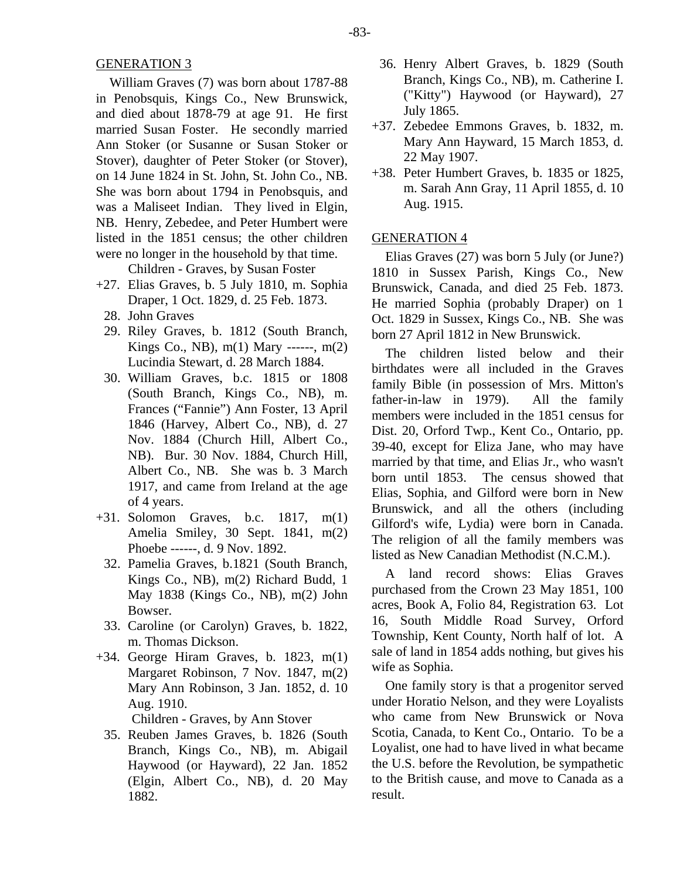## GENERATION 3

William Graves (7) was born about 1787-88 in Penobsquis, Kings Co., New Brunswick, and died about 1878-79 at age 91. He first married Susan Foster. He secondly married Ann Stoker (or Susanne or Susan Stoker or Stover), daughter of Peter Stoker (or Stover), on 14 June 1824 in St. John, St. John Co., NB. She was born about 1794 in Penobsquis, and was a Maliseet Indian. They lived in Elgin, NB. Henry, Zebedee, and Peter Humbert were listed in the 1851 census; the other children were no longer in the household by that time.

Children - Graves, by Susan Foster

- +27. Elias Graves, b. 5 July 1810, m. Sophia Draper, 1 Oct. 1829, d. 25 Feb. 1873.
- 28. John Graves
- 29. Riley Graves, b. 1812 (South Branch, Kings Co., NB), m(1) Mary ------, m(2) Lucindia Stewart, d. 28 March 1884.
- 30. William Graves, b.c. 1815 or 1808 (South Branch, Kings Co., NB), m. Frances ("Fannie") Ann Foster, 13 April 1846 (Harvey, Albert Co., NB), d. 27 Nov. 1884 (Church Hill, Albert Co., NB). Bur. 30 Nov. 1884, Church Hill, Albert Co., NB. She was b. 3 March 1917, and came from Ireland at the age of 4 years.
- +31. Solomon Graves, b.c. 1817, m(1) Amelia Smiley, 30 Sept. 1841, m(2) Phoebe ------, d. 9 Nov. 1892.
- 32. Pamelia Graves, b.1821 (South Branch, Kings Co., NB), m(2) Richard Budd, 1 May 1838 (Kings Co., NB), m(2) John Bowser.
- 33. Caroline (or Carolyn) Graves, b. 1822, m. Thomas Dickson.
- +34. George Hiram Graves, b. 1823, m(1) Margaret Robinson, 7 Nov. 1847, m(2) Mary Ann Robinson, 3 Jan. 1852, d. 10 Aug. 1910.

Children - Graves, by Ann Stover

- 35. Reuben James Graves, b. 1826 (South Branch, Kings Co., NB), m. Abigail Haywood (or Hayward), 22 Jan. 1852 (Elgin, Albert Co., NB), d. 20 May 1882.
- 36. Henry Albert Graves, b. 1829 (South Branch, Kings Co., NB), m. Catherine I. ("Kitty") Haywood (or Hayward), 27 July 1865.
- +37. Zebedee Emmons Graves, b. 1832, m. Mary Ann Hayward, 15 March 1853, d. 22 May 1907.
- +38. Peter Humbert Graves, b. 1835 or 1825, m. Sarah Ann Gray, 11 April 1855, d. 10 Aug. 1915.

## GENERATION 4

Elias Graves (27) was born 5 July (or June?) 1810 in Sussex Parish, Kings Co., New Brunswick, Canada, and died 25 Feb. 1873. He married Sophia (probably Draper) on 1 Oct. 1829 in Sussex, Kings Co., NB. She was born 27 April 1812 in New Brunswick.

The children listed below and their birthdates were all included in the Graves family Bible (in possession of Mrs. Mitton's father-in-law in 1979). All the family members were included in the 1851 census for Dist. 20, Orford Twp., Kent Co., Ontario, pp. 39-40, except for Eliza Jane, who may have married by that time, and Elias Jr., who wasn't born until 1853. The census showed that Elias, Sophia, and Gilford were born in New Brunswick, and all the others (including Gilford's wife, Lydia) were born in Canada. The religion of all the family members was listed as New Canadian Methodist (N.C.M.).

A land record shows: Elias Graves purchased from the Crown 23 May 1851, 100 acres, Book A, Folio 84, Registration 63. Lot 16, South Middle Road Survey, Orford Township, Kent County, North half of lot. A sale of land in 1854 adds nothing, but gives his wife as Sophia.

One family story is that a progenitor served under Horatio Nelson, and they were Loyalists who came from New Brunswick or Nova Scotia, Canada, to Kent Co., Ontario. To be a Loyalist, one had to have lived in what became the U.S. before the Revolution, be sympathetic to the British cause, and move to Canada as a result.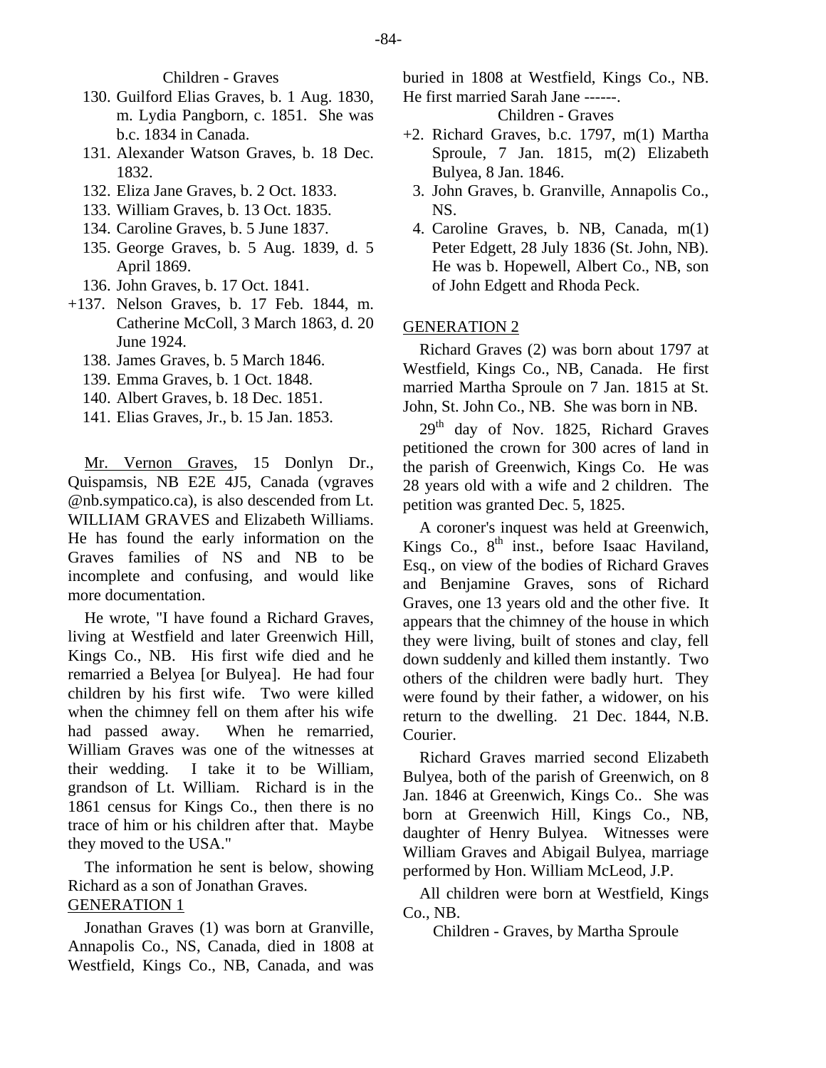Children - Graves

130. Guilford Elias Graves, b. 1 Aug. 1830, m. Lydia Pangborn, c. 1851. She was b.c. 1834 in Canada.
131. Alexander Watson Graves, b. 18 Dec. 1832.
132. Eliza Jane Graves, b. 2 Oct. 1833.
133. William Graves, b. 13 Oct. 1835.
134. Caroline Graves, b. 5 June 1837.
135. George Graves, b. 5 Aug. 1839, d. 5 April 1869.
136. John Graves, b. 17 Oct. 1841.

+137. Nelson Graves, b. 17 Feb. 1844, m. Catherine McColl, 3 March 1863, d. 20 June 1924.

138. James Graves, b. 5 March 1846.
139. Emma Graves, b. 1 Oct. 1848.
140. Albert Graves, b. 18 Dec. 1851.
141. Elias Graves, Jr., b. 15 Jan. 1853.

Mr. Vernon Graves, 15 Donlyn Dr., Quispamsis, NB E2E 4J5, Canada (vgraves @nb.sympatico.ca), is also descended from Lt. WILLIAM GRAVES and Elizabeth Williams. He has found the early information on the Graves families of NS and NB to be incomplete and confusing, and would like more documentation.

He wrote, "I have found a Richard Graves, living at Westfield and later Greenwich Hill, Kings Co., NB. His first wife died and he remarried a Belyea [or Bulyea]. He had four children by his first wife. Two were killed when the chimney fell on them after his wife had passed away. When he remarried, William Graves was one of the witnesses at their wedding. I take it to be William, grandson of Lt. William. Richard is in the 1861 census for Kings Co., then there is no trace of him or his children after that. Maybe they moved to the USA."

The information he sent is below, showing Richard as a son of Jonathan Graves.

GENERATION 1

Jonathan Graves (1) was born at Granville, Annapolis Co., NS, Canada, died in 1808 at Westfield, Kings Co., NB, Canada, and was buried in 1808 at Westfield, Kings Co., NB. He first married Sarah Jane ------.

Children - Graves

+2. Richard Graves, b.c. 1797, m(1) Martha Sproule, 7 Jan. 1815, m(2) Elizabeth Bulyea, 8 Jan. 1846.

3. John Graves, b. Granville, Annapolis Co., NS.
4. Caroline Graves, b. NB, Canada, m(1) Peter Edgett, 28 July 1836 (St. John, NB). He was b. Hopewell, Albert Co., NB, son of John Edgett and Rhoda Peck.

GENERATION 2

Richard Graves (2) was born about 1797 at Westfield, Kings Co., NB, Canada. He first married Martha Sproule on 7 Jan. 1815 at St. John, St. John Co., NB. She was born in NB.

29th day of Nov. 1825, Richard Graves petitioned the crown for 300 acres of land in the parish of Greenwich, Kings Co. He was 28 years old with a wife and 2 children. The petition was granted Dec. 5, 1825.

A coroner's inquest was held at Greenwich, Kings Co., 8th inst., before Isaac Haviland, Esq., on view of the bodies of Richard Graves and Benjamine Graves, sons of Richard Graves, one 13 years old and the other five. It appears that the chimney of the house in which they were living, built of stones and clay, fell down suddenly and killed them instantly. Two others of the children were badly hurt. They were found by their father, a widower, on his return to the dwelling. 21 Dec. 1844, N.B. Courier.

Richard Graves married second Elizabeth Bulyea, both of the parish of Greenwich, on 8 Jan. 1846 at Greenwich, Kings Co.. She was born at Greenwich Hill, Kings Co., NB, daughter of Henry Bulyea. Witnesses were William Graves and Abigail Bulyea, marriage performed by Hon. William McLeod, J.P.

All children were born at Westfield, Kings Co., NB.

Children - Graves, by Martha Sproule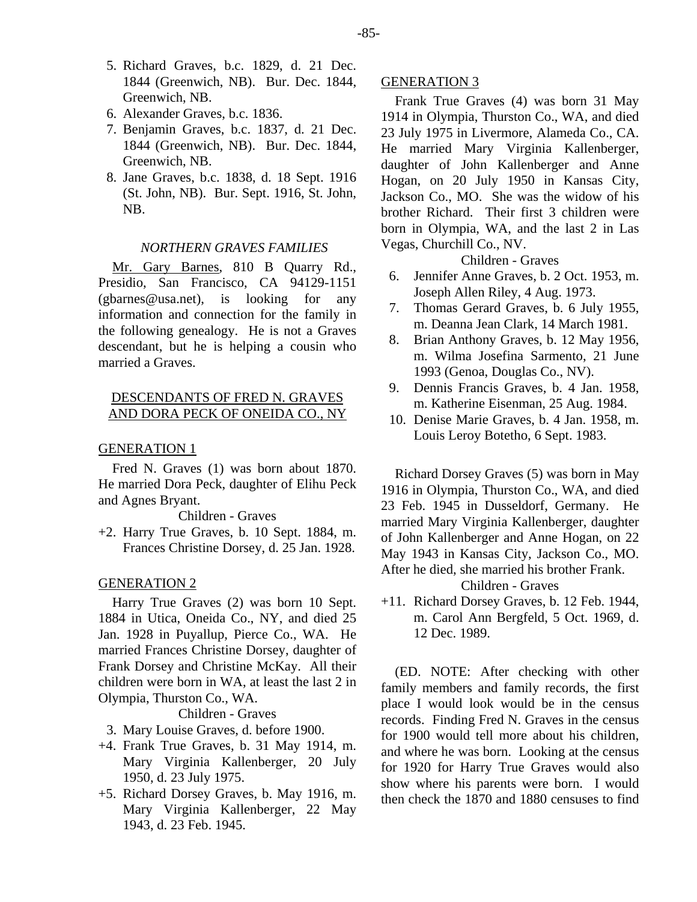5. Richard Graves, b.c. 1829, d. 21 Dec. 1844 (Greenwich, NB). Bur. Dec. 1844, Greenwich, NB.
6. Alexander Graves, b.c. 1836.
7. Benjamin Graves, b.c. 1837, d. 21 Dec. 1844 (Greenwich, NB). Bur. Dec. 1844, Greenwich, NB.
8. Jane Graves, b.c. 1838, d. 18 Sept. 1916 (St. John, NB). Bur. Sept. 1916, St. John, NB.

### *NORTHERN GRAVES FAMILIES*

Mr. Gary Barnes, 810 B Quarry Rd., Presidio, San Francisco, CA 94129-1151 (gbarnes@usa.net), is looking for any information and connection for the family in the following genealogy. He is not a Graves descendant, but he is helping a cousin who married a Graves.

### DESCENDANTS OF FRED N. GRAVES AND DORA PECK OF ONEIDA CO., NY

#### GENERATION 1

Fred N. Graves (1) was born about 1870. He married Dora Peck, daughter of Elihu Peck and Agnes Bryant.

Children - Graves

+2. Harry True Graves, b. 10 Sept. 1884, m. Frances Christine Dorsey, d. 25 Jan. 1928.

#### GENERATION 2

Harry True Graves (2) was born 10 Sept. 1884 in Utica, Oneida Co., NY, and died 25 Jan. 1928 in Puyallup, Pierce Co., WA. He married Frances Christine Dorsey, daughter of Frank Dorsey and Christine McKay. All their children were born in WA, at least the last 2 in Olympia, Thurston Co., WA.

Children - Graves

3. Mary Louise Graves, d. before 1900.

+4. Frank True Graves, b. 31 May 1914, m. Mary Virginia Kallenberger, 20 July 1950, d. 23 July 1975.

+5. Richard Dorsey Graves, b. May 1916, m. Mary Virginia Kallenberger, 22 May 1943, d. 23 Feb. 1945.

#### GENERATION 3

Frank True Graves (4) was born 31 May 1914 in Olympia, Thurston Co., WA, and died 23 July 1975 in Livermore, Alameda Co., CA. He married Mary Virginia Kallenberger, daughter of John Kallenberger and Anne Hogan, on 20 July 1950 in Kansas City, Jackson Co., MO. She was the widow of his brother Richard. Their first 3 children were born in Olympia, WA, and the last 2 in Las Vegas, Churchill Co., NV.

Children - Graves

6. Jennifer Anne Graves, b. 2 Oct. 1953, m. Joseph Allen Riley, 4 Aug. 1973.
7. Thomas Gerard Graves, b. 6 July 1955, m. Deanna Jean Clark, 14 March 1981.
8. Brian Anthony Graves, b. 12 May 1956, m. Wilma Josefina Sarmento, 21 June 1993 (Genoa, Douglas Co., NV).
9. Dennis Francis Graves, b. 4 Jan. 1958, m. Katherine Eisenman, 25 Aug. 1984.
10. Denise Marie Graves, b. 4 Jan. 1958, m. Louis Leroy Botetho, 6 Sept. 1983.

Richard Dorsey Graves (5) was born in May 1916 in Olympia, Thurston Co., WA, and died 23 Feb. 1945 in Dusseldorf, Germany. He married Mary Virginia Kallenberger, daughter of John Kallenberger and Anne Hogan, on 22 May 1943 in Kansas City, Jackson Co., MO. After he died, she married his brother Frank.

Children - Graves

+11. Richard Dorsey Graves, b. 12 Feb. 1944, m. Carol Ann Bergfeld, 5 Oct. 1969, d. 12 Dec. 1989.

(ED. NOTE: After checking with other family members and family records, the first place I would look would be in the census records. Finding Fred N. Graves in the census for 1900 would tell more about his children, and where he was born. Looking at the census for 1920 for Harry True Graves would also show where his parents were born. I would then check the 1870 and 1880 censuses to find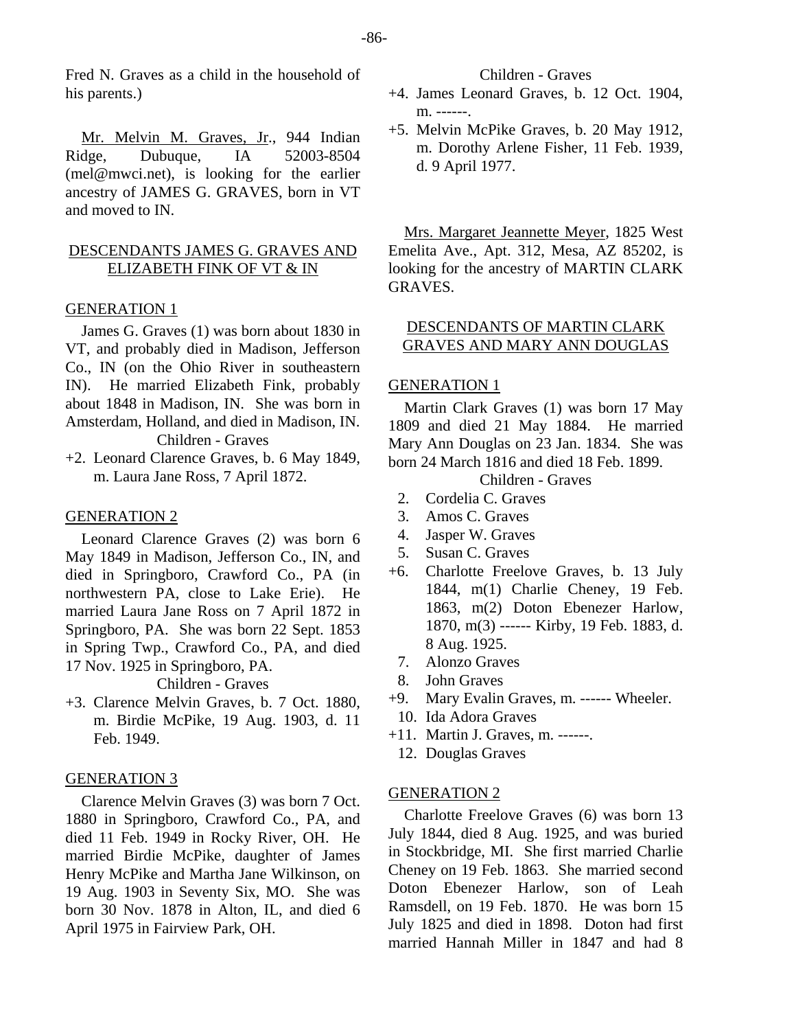Fred N. Graves as a child in the household of his parents.)

Mr. Melvin M. Graves, Jr., 944 Indian Ridge, Dubuque, IA 52003-8504 (mel@mwci.net), is looking for the earlier ancestry of JAMES G. GRAVES, born in VT and moved to IN.

## DESCENDANTS JAMES G. GRAVES AND ELIZABETH FINK OF VT & IN

### GENERATION 1

James G. Graves (1) was born about 1830 in VT, and probably died in Madison, Jefferson Co., IN (on the Ohio River in southeastern IN). He married Elizabeth Fink, probably about 1848 in Madison, IN. She was born in Amsterdam, Holland, and died in Madison, IN.

Children - Graves

+2. Leonard Clarence Graves, b. 6 May 1849, m. Laura Jane Ross, 7 April 1872.

### GENERATION 2

Leonard Clarence Graves (2) was born 6 May 1849 in Madison, Jefferson Co., IN, and died in Springboro, Crawford Co., PA (in northwestern PA, close to Lake Erie). He married Laura Jane Ross on 7 April 1872 in Springboro, PA. She was born 22 Sept. 1853 in Spring Twp., Crawford Co., PA, and died 17 Nov. 1925 in Springboro, PA.

Children - Graves

+3. Clarence Melvin Graves, b. 7 Oct. 1880, m. Birdie McPike, 19 Aug. 1903, d. 11 Feb. 1949.

### GENERATION 3

Clarence Melvin Graves (3) was born 7 Oct. 1880 in Springboro, Crawford Co., PA, and died 11 Feb. 1949 in Rocky River, OH. He married Birdie McPike, daughter of James Henry McPike and Martha Jane Wilkinson, on 19 Aug. 1903 in Seventy Six, MO. She was born 30 Nov. 1878 in Alton, IL, and died 6 April 1975 in Fairview Park, OH.

Children - Graves

+4. James Leonard Graves, b. 12 Oct. 1904, m. ------.
+5. Melvin McPike Graves, b. 20 May 1912, m. Dorothy Arlene Fisher, 11 Feb. 1939, d. 9 April 1977.

Mrs. Margaret Jeannette Meyer, 1825 West Emelita Ave., Apt. 312, Mesa, AZ 85202, is looking for the ancestry of MARTIN CLARK GRAVES.

## DESCENDANTS OF MARTIN CLARK GRAVES AND MARY ANN DOUGLAS

### GENERATION 1

Martin Clark Graves (1) was born 17 May 1809 and died 21 May 1884. He married Mary Ann Douglas on 23 Jan. 1834. She was born 24 March 1816 and died 18 Feb. 1899.

Children - Graves

2. Cordelia C. Graves
3. Amos C. Graves
4. Jasper W. Graves
5. Susan C. Graves

+6. Charlotte Freelove Graves, b. 13 July 1844, m(1) Charlie Cheney, 19 Feb. 1863, m(2) Doton Ebenezer Harlow, 1870, m(3) ------ Kirby, 19 Feb. 1883, d. 8 Aug. 1925.

7. Alonzo Graves
8. John Graves

+9. Mary Evalin Graves, m. ------ Wheeler.

10. Ida Adora Graves

+11. Martin J. Graves, m. ------.

12. Douglas Graves

### GENERATION 2

Charlotte Freelove Graves (6) was born 13 July 1844, died 8 Aug. 1925, and was buried in Stockbridge, MI. She first married Charlie Cheney on 19 Feb. 1863. She married second Doton Ebenezer Harlow, son of Leah Ramsdell, on 19 Feb. 1870. He was born 15 July 1825 and died in 1898. Doton had first married Hannah Miller in 1847 and had 8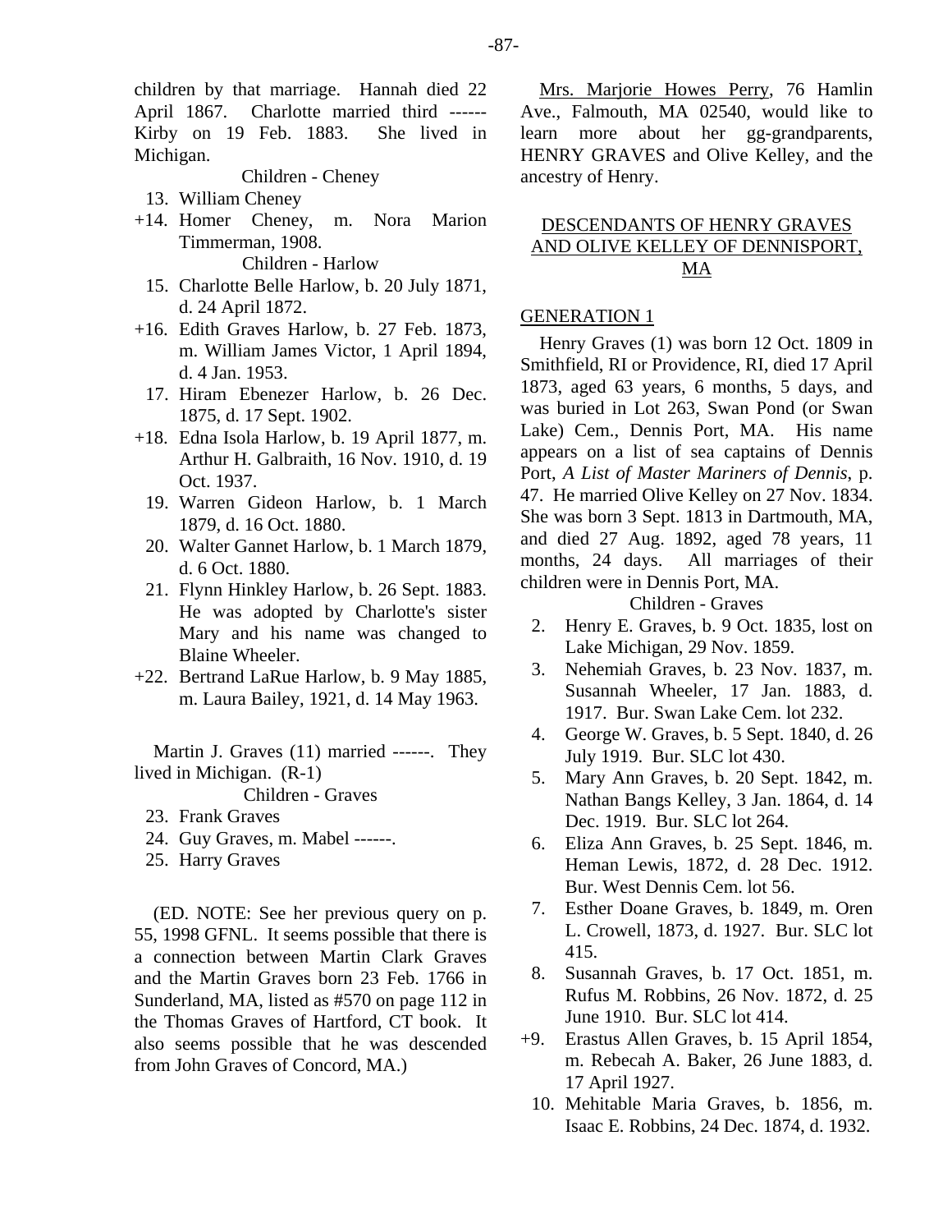children by that marriage. Hannah died 22 April 1867. Charlotte married third ------ Kirby on 19 Feb. 1883. She lived in Michigan.

Children - Cheney

13. William Cheney
+14. Homer Cheney, m. Nora Marion Timmerman, 1908.

Children - Harlow

15. Charlotte Belle Harlow, b. 20 July 1871, d. 24 April 1872.
+16. Edith Graves Harlow, b. 27 Feb. 1873, m. William James Victor, 1 April 1894, d. 4 Jan. 1953.
17. Hiram Ebenezer Harlow, b. 26 Dec. 1875, d. 17 Sept. 1902.
+18. Edna Isola Harlow, b. 19 April 1877, m. Arthur H. Galbraith, 16 Nov. 1910, d. 19 Oct. 1937.
19. Warren Gideon Harlow, b. 1 March 1879, d. 16 Oct. 1880.
20. Walter Gannet Harlow, b. 1 March 1879, d. 6 Oct. 1880.
21. Flynn Hinkley Harlow, b. 26 Sept. 1883. He was adopted by Charlotte's sister Mary and his name was changed to Blaine Wheeler.
+22. Bertrand LaRue Harlow, b. 9 May 1885, m. Laura Bailey, 1921, d. 14 May 1963.

Martin J. Graves (11) married ------. They lived in Michigan. (R-1)

Children - Graves

23. Frank Graves
24. Guy Graves, m. Mabel ------.
25. Harry Graves

(ED. NOTE: See her previous query on p. 55, 1998 GFNL. It seems possible that there is a connection between Martin Clark Graves and the Martin Graves born 23 Feb. 1766 in Sunderland, MA, listed as #570 on page 112 in the Thomas Graves of Hartford, CT book. It also seems possible that he was descended from John Graves of Concord, MA.)

Mrs. Marjorie Howes Perry, 76 Hamlin Ave., Falmouth, MA 02540, would like to learn more about her gg-grandparents, HENRY GRAVES and Olive Kelley, and the ancestry of Henry.

## DESCENDANTS OF HENRY GRAVES AND OLIVE KELLEY OF DENNISPORT, MA

### GENERATION 1

Henry Graves (1) was born 12 Oct. 1809 in Smithfield, RI or Providence, RI, died 17 April 1873, aged 63 years, 6 months, 5 days, and was buried in Lot 263, Swan Pond (or Swan Lake) Cem., Dennis Port, MA. His name appears on a list of sea captains of Dennis Port, *A List of Master Mariners of Dennis*, p. 47. He married Olive Kelley on 27 Nov. 1834. She was born 3 Sept. 1813 in Dartmouth, MA, and died 27 Aug. 1892, aged 78 years, 11 months, 24 days. All marriages of their children were in Dennis Port, MA.

Children - Graves

2. Henry E. Graves, b. 9 Oct. 1835, lost on Lake Michigan, 29 Nov. 1859.
3. Nehemiah Graves, b. 23 Nov. 1837, m. Susannah Wheeler, 17 Jan. 1883, d. 1917. Bur. Swan Lake Cem. lot 232.
4. George W. Graves, b. 5 Sept. 1840, d. 26 July 1919. Bur. SLC lot 430.
5. Mary Ann Graves, b. 20 Sept. 1842, m. Nathan Bangs Kelley, 3 Jan. 1864, d. 14 Dec. 1919. Bur. SLC lot 264.
6. Eliza Ann Graves, b. 25 Sept. 1846, m. Heman Lewis, 1872, d. 28 Dec. 1912. Bur. West Dennis Cem. lot 56.
7. Esther Doane Graves, b. 1849, m. Oren L. Crowell, 1873, d. 1927. Bur. SLC lot 415.
8. Susannah Graves, b. 17 Oct. 1851, m. Rufus M. Robbins, 26 Nov. 1872, d. 25 June 1910. Bur. SLC lot 414.
+9. Erastus Allen Graves, b. 15 April 1854, m. Rebecah A. Baker, 26 June 1883, d. 17 April 1927.
10. Mehitable Maria Graves, b. 1856, m. Isaac E. Robbins, 24 Dec. 1874, d. 1932.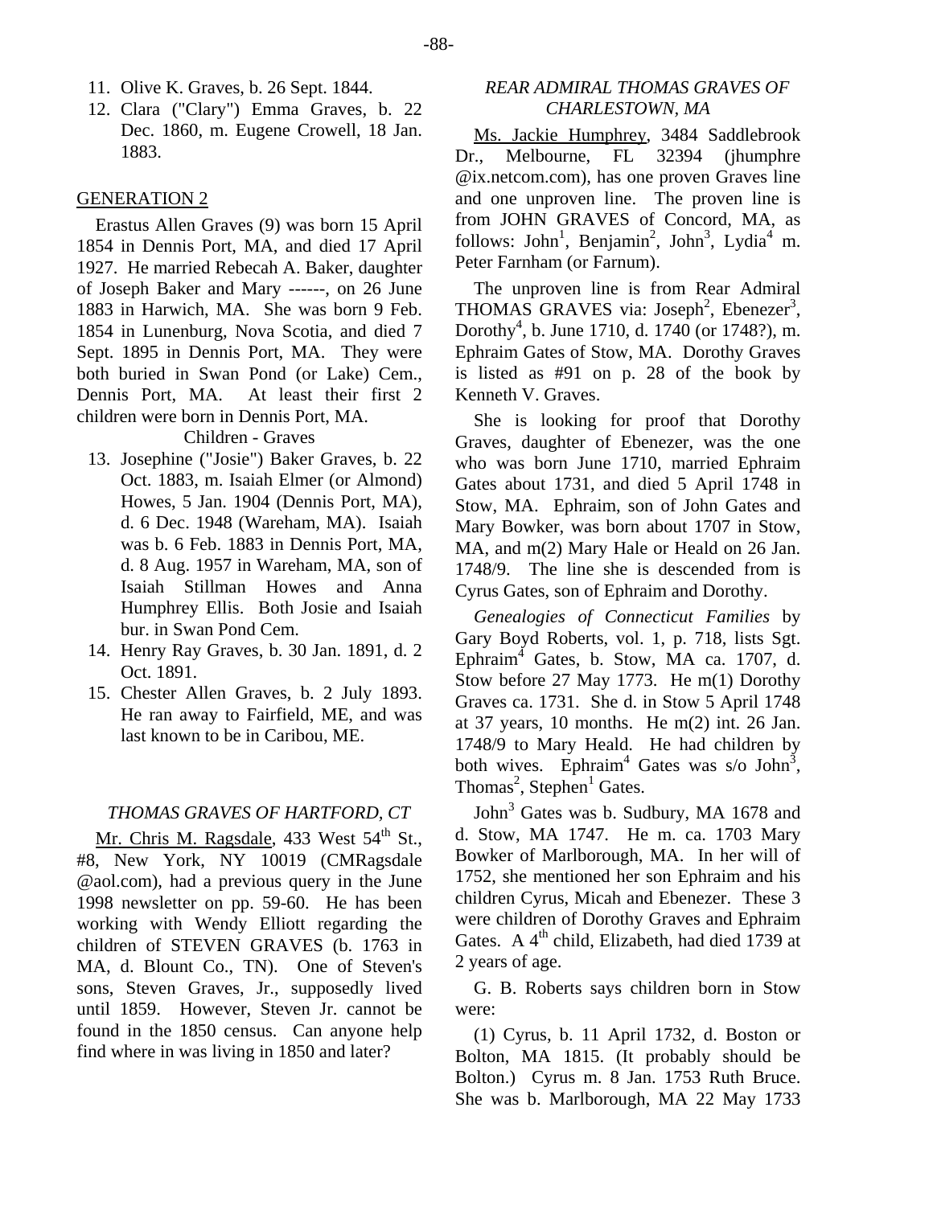11. Olive K. Graves, b. 26 Sept. 1844.
12. Clara ("Clary") Emma Graves, b. 22 Dec. 1860, m. Eugene Crowell, 18 Jan. 1883.

GENERATION 2

Erastus Allen Graves (9) was born 15 April 1854 in Dennis Port, MA, and died 17 April 1927. He married Rebecah A. Baker, daughter of Joseph Baker and Mary ------, on 26 June 1883 in Harwich, MA. She was born 9 Feb. 1854 in Lunenburg, Nova Scotia, and died 7 Sept. 1895 in Dennis Port, MA. They were both buried in Swan Pond (or Lake) Cem., Dennis Port, MA. At least their first 2 children were born in Dennis Port, MA.

Children - Graves

13. Josephine ("Josie") Baker Graves, b. 22 Oct. 1883, m. Isaiah Elmer (or Almond) Howes, 5 Jan. 1904 (Dennis Port, MA), d. 6 Dec. 1948 (Wareham, MA). Isaiah was b. 6 Feb. 1883 in Dennis Port, MA, d. 8 Aug. 1957 in Wareham, MA, son of Isaiah Stillman Howes and Anna Humphrey Ellis. Both Josie and Isaiah bur. in Swan Pond Cem.
14. Henry Ray Graves, b. 30 Jan. 1891, d. 2 Oct. 1891.
15. Chester Allen Graves, b. 2 July 1893. He ran away to Fairfield, ME, and was last known to be in Caribou, ME.

*THOMAS GRAVES OF HARTFORD, CT*

Mr. Chris M. Ragsdale, 433 West 54th St., #8, New York, NY 10019 (CMRagsdale @aol.com), had a previous query in the June 1998 newsletter on pp. 59-60. He has been working with Wendy Elliott regarding the children of STEVEN GRAVES (b. 1763 in MA, d. Blount Co., TN). One of Steven's sons, Steven Graves, Jr., supposedly lived until 1859. However, Steven Jr. cannot be found in the 1850 census. Can anyone help find where in was living in 1850 and later?

*REAR ADMIRAL THOMAS GRAVES OF CHARLESTOWN, MA*

Ms. Jackie Humphrey, 3484 Saddlebrook Dr., Melbourne, FL 32394 (jhumphre @ix.netcom.com), has one proven Graves line and one unproven line. The proven line is from JOHN GRAVES of Concord, MA, as follows: John$^1$, Benjamin$^2$, John$^3$, Lydia$^4$ m. Peter Farnham (or Farnum).

The unproven line is from Rear Admiral THOMAS GRAVES via: Joseph$^2$, Ebenezer$^3$, Dorothy$^4$, b. June 1710, d. 1740 (or 1748?), m. Ephraim Gates of Stow, MA. Dorothy Graves is listed as #91 on p. 28 of the book by Kenneth V. Graves.

She is looking for proof that Dorothy Graves, daughter of Ebenezer, was the one who was born June 1710, married Ephraim Gates about 1731, and died 5 April 1748 in Stow, MA. Ephraim, son of John Gates and Mary Bowker, was born about 1707 in Stow, MA, and m(2) Mary Hale or Heald on 26 Jan. 1748/9. The line she is descended from is Cyrus Gates, son of Ephraim and Dorothy.

*Genealogies of Connecticut Families* by Gary Boyd Roberts, vol. 1, p. 718, lists Sgt. Ephraim$^4$ Gates, b. Stow, MA ca. 1707, d. Stow before 27 May 1773. He m(1) Dorothy Graves ca. 1731. She d. in Stow 5 April 1748 at 37 years, 10 months. He m(2) int. 26 Jan. 1748/9 to Mary Heald. He had children by both wives. Ephraim$^4$ Gates was s/o John$^3$, Thomas$^2$, Stephen$^1$ Gates.

John$^3$ Gates was b. Sudbury, MA 1678 and d. Stow, MA 1747. He m. ca. 1703 Mary Bowker of Marlborough, MA. In her will of 1752, she mentioned her son Ephraim and his children Cyrus, Micah and Ebenezer. These 3 were children of Dorothy Graves and Ephraim Gates. A 4th child, Elizabeth, had died 1739 at 2 years of age.

G. B. Roberts says children born in Stow were:

(1) Cyrus, b. 11 April 1732, d. Boston or Bolton, MA 1815. (It probably should be Bolton.) Cyrus m. 8 Jan. 1753 Ruth Bruce. She was b. Marlborough, MA 22 May 1733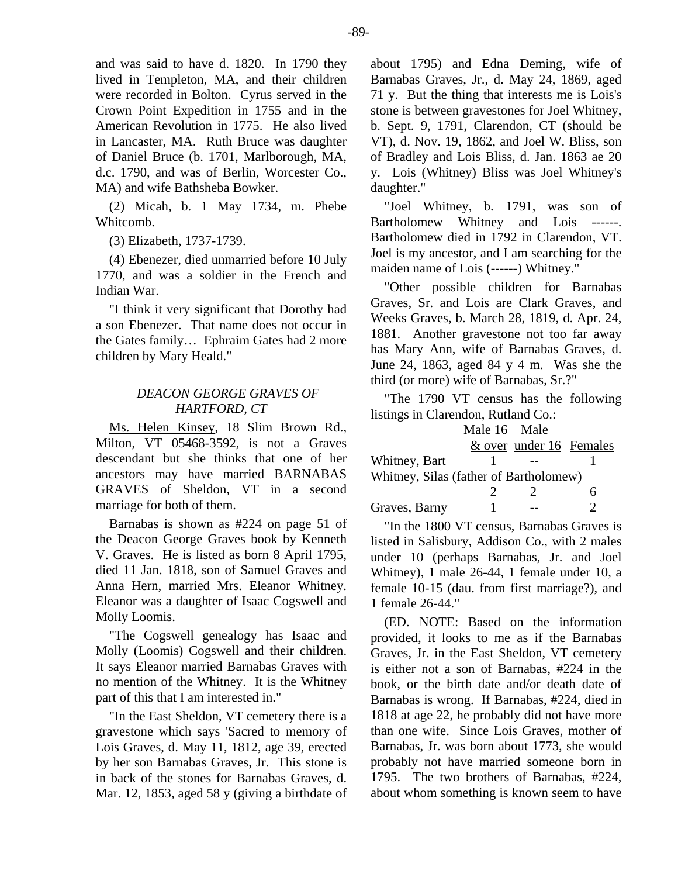and was said to have d. 1820. In 1790 they lived in Templeton, MA, and their children were recorded in Bolton. Cyrus served in the Crown Point Expedition in 1755 and in the American Revolution in 1775. He also lived in Lancaster, MA. Ruth Bruce was daughter of Daniel Bruce (b. 1701, Marlborough, MA, d.c. 1790, and was of Berlin, Worcester Co., MA) and wife Bathsheba Bowker.

(2) Micah, b. 1 May 1734, m. Phebe Whitcomb.

(3) Elizabeth, 1737-1739.

(4) Ebenezer, died unmarried before 10 July 1770, and was a soldier in the French and Indian War.

"I think it very significant that Dorothy had a son Ebenezer. That name does not occur in the Gates family… Ephraim Gates had 2 more children by Mary Heald."

## *DEACON GEORGE GRAVES OF HARTFORD, CT*

Ms. Helen Kinsey, 18 Slim Brown Rd., Milton, VT 05468-3592, is not a Graves descendant but she thinks that one of her ancestors may have married BARNABAS GRAVES of Sheldon, VT in a second marriage for both of them.

Barnabas is shown as #224 on page 51 of the Deacon George Graves book by Kenneth V. Graves. He is listed as born 8 April 1795, died 11 Jan. 1818, son of Samuel Graves and Anna Hern, married Mrs. Eleanor Whitney. Eleanor was a daughter of Isaac Cogswell and Molly Loomis.

"The Cogswell genealogy has Isaac and Molly (Loomis) Cogswell and their children. It says Eleanor married Barnabas Graves with no mention of the Whitney. It is the Whitney part of this that I am interested in."

"In the East Sheldon, VT cemetery there is a gravestone which says 'Sacred to memory of Lois Graves, d. May 11, 1812, age 39, erected by her son Barnabas Graves, Jr. This stone is in back of the stones for Barnabas Graves, d. Mar. 12, 1853, aged 58 y (giving a birthdate of about 1795) and Edna Deming, wife of Barnabas Graves, Jr., d. May 24, 1869, aged 71 y. But the thing that interests me is Lois's stone is between gravestones for Joel Whitney, b. Sept. 9, 1791, Clarendon, CT (should be VT), d. Nov. 19, 1862, and Joel W. Bliss, son of Bradley and Lois Bliss, d. Jan. 1863 ae 20 y. Lois (Whitney) Bliss was Joel Whitney's daughter."

"Joel Whitney, b. 1791, was son of Bartholomew Whitney and Lois ------. Bartholomew died in 1792 in Clarendon, VT. Joel is my ancestor, and I am searching for the maiden name of Lois (------) Whitney."

"Other possible children for Barnabas Graves, Sr. and Lois are Clark Graves, and Weeks Graves, b. March 28, 1819, d. Apr. 24, 1881. Another gravestone not too far away has Mary Ann, wife of Barnabas Graves, d. June 24, 1863, aged 84 y 4 m. Was she the third (or more) wife of Barnabas, Sr.?"

"The 1790 VT census has the following listings in Clarendon, Rutland Co.:

| | Male 16 & over | Male under 16 | Females |
|---|---|---|---|
| Whitney, Bart | 1 | -- | 1 |
| Whitney, Silas (father of Bartholomew) | 2 | 2 | 6 |
| Graves, Barny | 1 | -- | 2 |

"In the 1800 VT census, Barnabas Graves is listed in Salisbury, Addison Co., with 2 males under 10 (perhaps Barnabas, Jr. and Joel Whitney), 1 male 26-44, 1 female under 10, a female 10-15 (dau. from first marriage?), and 1 female 26-44."

(ED. NOTE: Based on the information provided, it looks to me as if the Barnabas Graves, Jr. in the East Sheldon, VT cemetery is either not a son of Barnabas, #224 in the book, or the birth date and/or death date of Barnabas is wrong. If Barnabas, #224, died in 1818 at age 22, he probably did not have more than one wife. Since Lois Graves, mother of Barnabas, Jr. was born about 1773, she would probably not have married someone born in 1795. The two brothers of Barnabas, #224, about whom something is known seem to have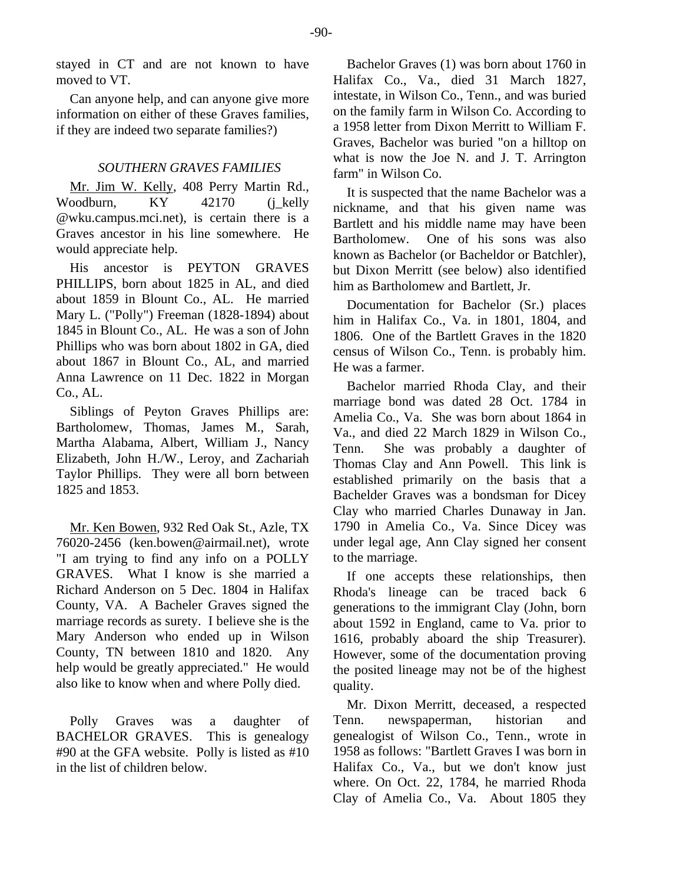stayed in CT and are not known to have moved to VT.

Can anyone help, and can anyone give more information on either of these Graves families, if they are indeed two separate families?)

### *SOUTHERN GRAVES FAMILIES*

Mr. Jim W. Kelly, 408 Perry Martin Rd., Woodburn, KY 42170 (j_kelly @wku.campus.mci.net), is certain there is a Graves ancestor in his line somewhere. He would appreciate help.

His ancestor is PEYTON GRAVES PHILLIPS, born about 1825 in AL, and died about 1859 in Blount Co., AL. He married Mary L. ("Polly") Freeman (1828-1894) about 1845 in Blount Co., AL. He was a son of John Phillips who was born about 1802 in GA, died about 1867 in Blount Co., AL, and married Anna Lawrence on 11 Dec. 1822 in Morgan Co., AL.

Siblings of Peyton Graves Phillips are: Bartholomew, Thomas, James M., Sarah, Martha Alabama, Albert, William J., Nancy Elizabeth, John H./W., Leroy, and Zachariah Taylor Phillips. They were all born between 1825 and 1853.

Mr. Ken Bowen, 932 Red Oak St., Azle, TX 76020-2456 (ken.bowen@airmail.net), wrote "I am trying to find any info on a POLLY GRAVES. What I know is she married a Richard Anderson on 5 Dec. 1804 in Halifax County, VA. A Bacheler Graves signed the marriage records as surety. I believe she is the Mary Anderson who ended up in Wilson County, TN between 1810 and 1820. Any help would be greatly appreciated." He would also like to know when and where Polly died.

Polly Graves was a daughter of BACHELOR GRAVES. This is genealogy #90 at the GFA website. Polly is listed as #10 in the list of children below.

Bachelor Graves (1) was born about 1760 in Halifax Co., Va., died 31 March 1827, intestate, in Wilson Co., Tenn., and was buried on the family farm in Wilson Co. According to a 1958 letter from Dixon Merritt to William F. Graves, Bachelor was buried "on a hilltop on what is now the Joe N. and J. T. Arrington farm" in Wilson Co.

It is suspected that the name Bachelor was a nickname, and that his given name was Bartlett and his middle name may have been Bartholomew. One of his sons was also known as Bachelor (or Bacheldor or Batchler), but Dixon Merritt (see below) also identified him as Bartholomew and Bartlett, Jr.

Documentation for Bachelor (Sr.) places him in Halifax Co., Va. in 1801, 1804, and 1806. One of the Bartlett Graves in the 1820 census of Wilson Co., Tenn. is probably him. He was a farmer.

Bachelor married Rhoda Clay, and their marriage bond was dated 28 Oct. 1784 in Amelia Co., Va. She was born about 1864 in Va., and died 22 March 1829 in Wilson Co., Tenn. She was probably a daughter of Thomas Clay and Ann Powell. This link is established primarily on the basis that a Bachelder Graves was a bondsman for Dicey Clay who married Charles Dunaway in Jan. 1790 in Amelia Co., Va. Since Dicey was under legal age, Ann Clay signed her consent to the marriage.

If one accepts these relationships, then Rhoda's lineage can be traced back 6 generations to the immigrant Clay (John, born about 1592 in England, came to Va. prior to 1616, probably aboard the ship Treasurer). However, some of the documentation proving the posited lineage may not be of the highest quality.

Mr. Dixon Merritt, deceased, a respected Tenn. newspaperman, historian and genealogist of Wilson Co., Tenn., wrote in 1958 as follows: "Bartlett Graves I was born in Halifax Co., Va., but we don't know just where. On Oct. 22, 1784, he married Rhoda Clay of Amelia Co., Va. About 1805 they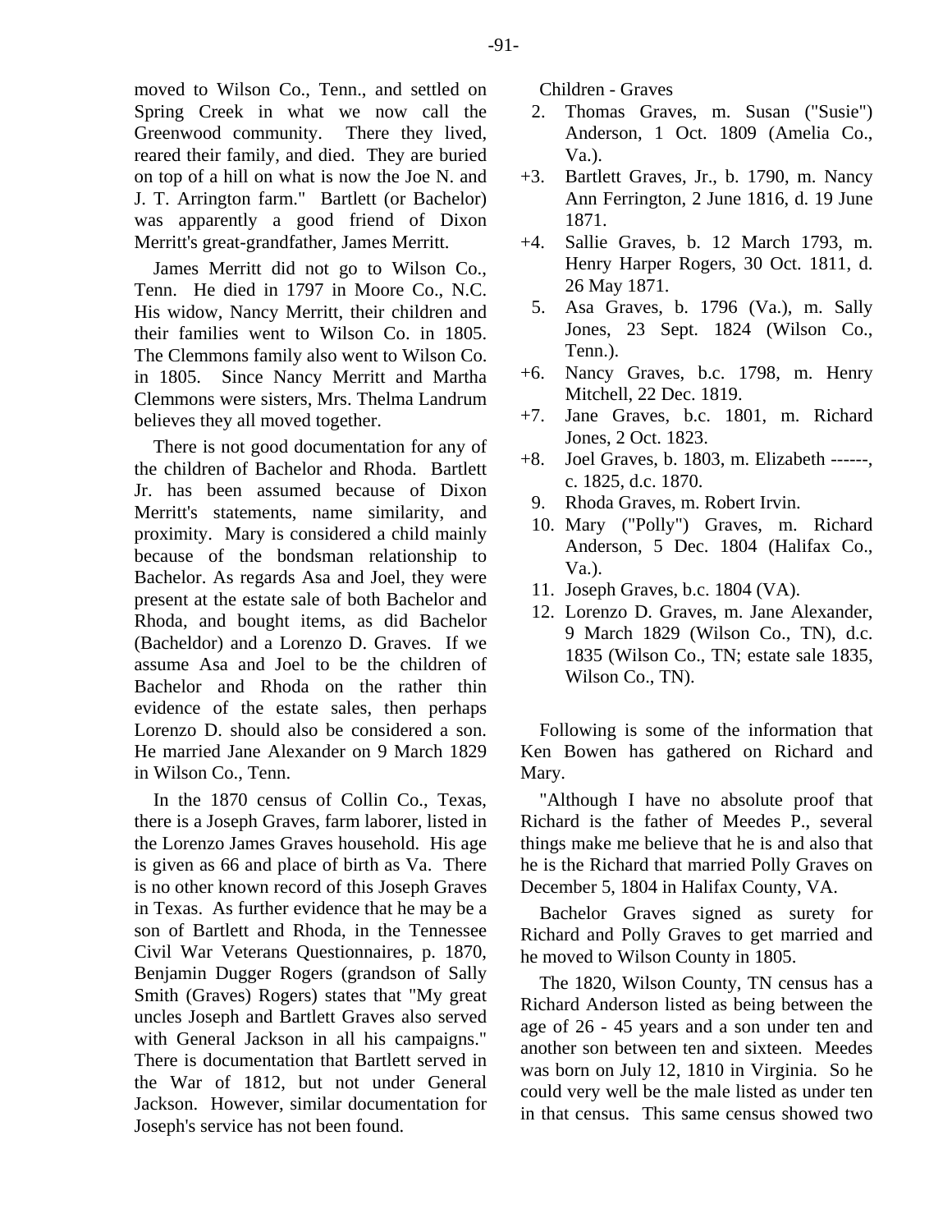moved to Wilson Co., Tenn., and settled on Spring Creek in what we now call the Greenwood community. There they lived, reared their family, and died. They are buried on top of a hill on what is now the Joe N. and J. T. Arrington farm." Bartlett (or Bachelor) was apparently a good friend of Dixon Merritt's great-grandfather, James Merritt.

James Merritt did not go to Wilson Co., Tenn. He died in 1797 in Moore Co., N.C. His widow, Nancy Merritt, their children and their families went to Wilson Co. in 1805. The Clemmons family also went to Wilson Co. in 1805. Since Nancy Merritt and Martha Clemmons were sisters, Mrs. Thelma Landrum believes they all moved together.

There is not good documentation for any of the children of Bachelor and Rhoda. Bartlett Jr. has been assumed because of Dixon Merritt's statements, name similarity, and proximity. Mary is considered a child mainly because of the bondsman relationship to Bachelor. As regards Asa and Joel, they were present at the estate sale of both Bachelor and Rhoda, and bought items, as did Bachelor (Bacheldor) and a Lorenzo D. Graves. If we assume Asa and Joel to be the children of Bachelor and Rhoda on the rather thin evidence of the estate sales, then perhaps Lorenzo D. should also be considered a son. He married Jane Alexander on 9 March 1829 in Wilson Co., Tenn.

In the 1870 census of Collin Co., Texas, there is a Joseph Graves, farm laborer, listed in the Lorenzo James Graves household. His age is given as 66 and place of birth as Va. There is no other known record of this Joseph Graves in Texas. As further evidence that he may be a son of Bartlett and Rhoda, in the Tennessee Civil War Veterans Questionnaires, p. 1870, Benjamin Dugger Rogers (grandson of Sally Smith (Graves) Rogers) states that "My great uncles Joseph and Bartlett Graves also served with General Jackson in all his campaigns." There is documentation that Bartlett served in the War of 1812, but not under General Jackson. However, similar documentation for Joseph's service has not been found.

Children - Graves

- 2. Thomas Graves, m. Susan ("Susie") Anderson, 1 Oct. 1809 (Amelia Co., Va.).
- +3. Bartlett Graves, Jr., b. 1790, m. Nancy Ann Ferrington, 2 June 1816, d. 19 June 1871.
- +4. Sallie Graves, b. 12 March 1793, m. Henry Harper Rogers, 30 Oct. 1811, d. 26 May 1871.
- 5. Asa Graves, b. 1796 (Va.), m. Sally Jones, 23 Sept. 1824 (Wilson Co., Tenn.).
- +6. Nancy Graves, b.c. 1798, m. Henry Mitchell, 22 Dec. 1819.
- +7. Jane Graves, b.c. 1801, m. Richard Jones, 2 Oct. 1823.
- +8. Joel Graves, b. 1803, m. Elizabeth ------, c. 1825, d.c. 1870.
- 9. Rhoda Graves, m. Robert Irvin.
- 10. Mary ("Polly") Graves, m. Richard Anderson, 5 Dec. 1804 (Halifax Co., Va.).
- 11. Joseph Graves, b.c. 1804 (VA).
- 12. Lorenzo D. Graves, m. Jane Alexander, 9 March 1829 (Wilson Co., TN), d.c. 1835 (Wilson Co., TN; estate sale 1835, Wilson Co., TN).

Following is some of the information that Ken Bowen has gathered on Richard and Mary.

"Although I have no absolute proof that Richard is the father of Meedes P., several things make me believe that he is and also that he is the Richard that married Polly Graves on December 5, 1804 in Halifax County, VA.

Bachelor Graves signed as surety for Richard and Polly Graves to get married and he moved to Wilson County in 1805.

The 1820, Wilson County, TN census has a Richard Anderson listed as being between the age of 26 - 45 years and a son under ten and another son between ten and sixteen. Meedes was born on July 12, 1810 in Virginia. So he could very well be the male listed as under ten in that census. This same census showed two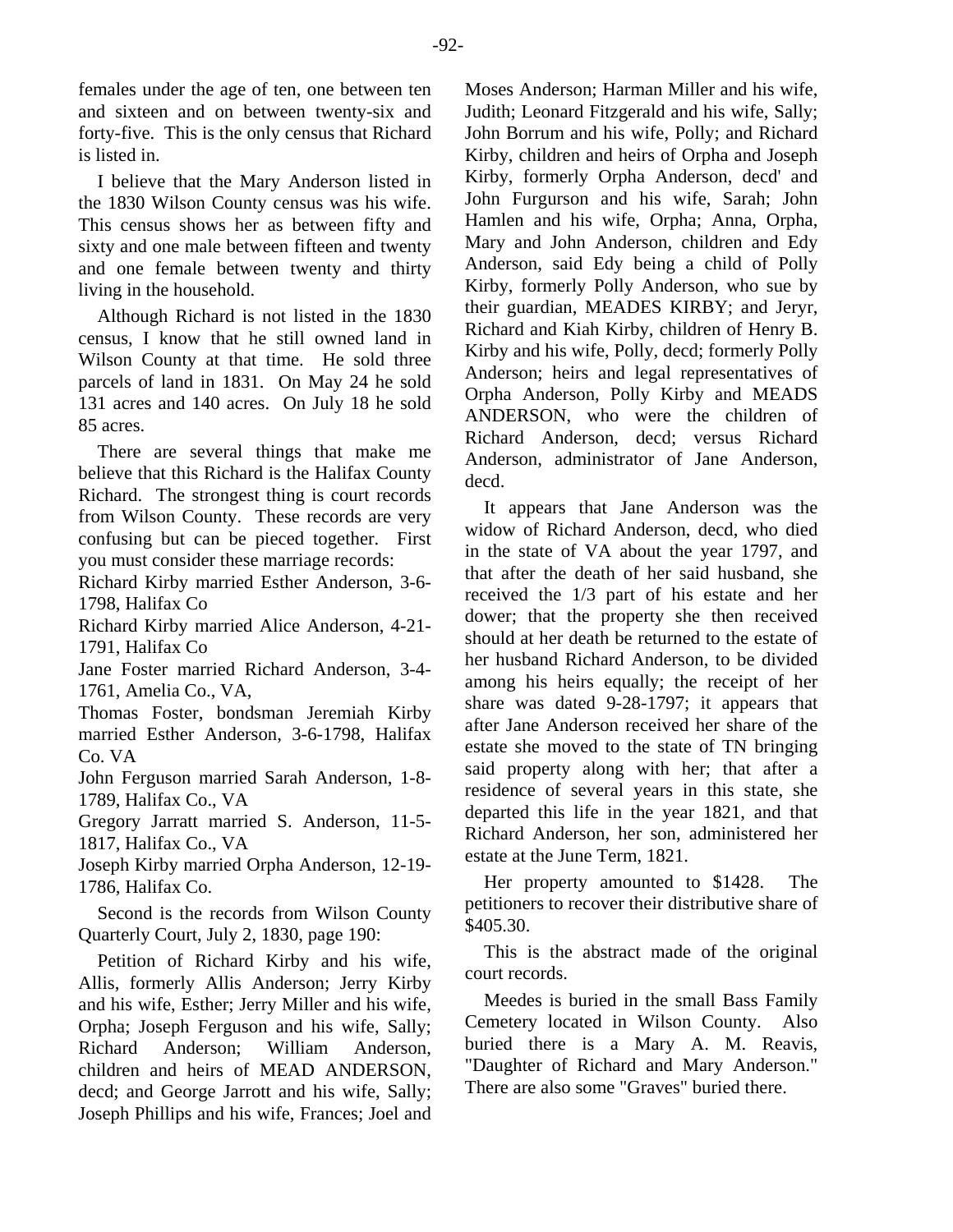females under the age of ten, one between ten and sixteen and on between twenty-six and forty-five. This is the only census that Richard is listed in.

I believe that the Mary Anderson listed in the 1830 Wilson County census was his wife. This census shows her as between fifty and sixty and one male between fifteen and twenty and one female between twenty and thirty living in the household.

Although Richard is not listed in the 1830 census, I know that he still owned land in Wilson County at that time. He sold three parcels of land in 1831. On May 24 he sold 131 acres and 140 acres. On July 18 he sold 85 acres.

There are several things that make me believe that this Richard is the Halifax County Richard. The strongest thing is court records from Wilson County. These records are very confusing but can be pieced together. First you must consider these marriage records:

Richard Kirby married Esther Anderson, 3-6-1798, Halifax Co

Richard Kirby married Alice Anderson, 4-21-1791, Halifax Co

Jane Foster married Richard Anderson, 3-4-1761, Amelia Co., VA,

Thomas Foster, bondsman Jeremiah Kirby married Esther Anderson, 3-6-1798, Halifax Co. VA

John Ferguson married Sarah Anderson, 1-8-1789, Halifax Co., VA

Gregory Jarratt married S. Anderson, 11-5-1817, Halifax Co., VA

Joseph Kirby married Orpha Anderson, 12-19-1786, Halifax Co.

Second is the records from Wilson County Quarterly Court, July 2, 1830, page 190:

Petition of Richard Kirby and his wife, Allis, formerly Allis Anderson; Jerry Kirby and his wife, Esther; Jerry Miller and his wife, Orpha; Joseph Ferguson and his wife, Sally; Richard Anderson; William Anderson, children and heirs of MEAD ANDERSON, decd; and George Jarrott and his wife, Sally; Joseph Phillips and his wife, Frances; Joel and Moses Anderson; Harman Miller and his wife, Judith; Leonard Fitzgerald and his wife, Sally; John Borrum and his wife, Polly; and Richard Kirby, children and heirs of Orpha and Joseph Kirby, formerly Orpha Anderson, decd' and John Furgurson and his wife, Sarah; John Hamlen and his wife, Orpha; Anna, Orpha, Mary and John Anderson, children and Edy Anderson, said Edy being a child of Polly Kirby, formerly Polly Anderson, who sue by their guardian, MEADES KIRBY; and Jeryr, Richard and Kiah Kirby, children of Henry B. Kirby and his wife, Polly, decd; formerly Polly Anderson; heirs and legal representatives of Orpha Anderson, Polly Kirby and MEADS ANDERSON, who were the children of Richard Anderson, decd; versus Richard Anderson, administrator of Jane Anderson, decd.

It appears that Jane Anderson was the widow of Richard Anderson, decd, who died in the state of VA about the year 1797, and that after the death of her said husband, she received the 1/3 part of his estate and her dower; that the property she then received should at her death be returned to the estate of her husband Richard Anderson, to be divided among his heirs equally; the receipt of her share was dated 9-28-1797; it appears that after Jane Anderson received her share of the estate she moved to the state of TN bringing said property along with her; that after a residence of several years in this state, she departed this life in the year 1821, and that Richard Anderson, her son, administered her estate at the June Term, 1821.

Her property amounted to $1428. The petitioners to recover their distributive share of $405.30.

This is the abstract made of the original court records.

Meedes is buried in the small Bass Family Cemetery located in Wilson County. Also buried there is a Mary A. M. Reavis, "Daughter of Richard and Mary Anderson." There are also some "Graves" buried there.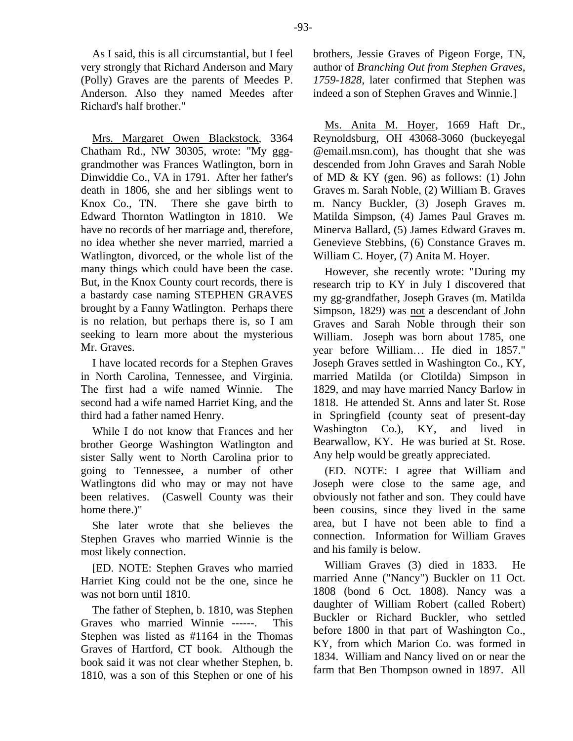As I said, this is all circumstantial, but I feel very strongly that Richard Anderson and Mary (Polly) Graves are the parents of Meedes P. Anderson. Also they named Meedes after Richard's half brother."

Mrs. Margaret Owen Blackstock, 3364 Chatham Rd., NW 30305, wrote: "My ggg-grandmother was Frances Watlington, born in Dinwiddie Co., VA in 1791. After her father's death in 1806, she and her siblings went to Knox Co., TN. There she gave birth to Edward Thornton Watlington in 1810. We have no records of her marriage and, therefore, no idea whether she never married, married a Watlington, divorced, or the whole list of the many things which could have been the case. But, in the Knox County court records, there is a bastardy case naming STEPHEN GRAVES brought by a Fanny Watlington. Perhaps there is no relation, but perhaps there is, so I am seeking to learn more about the mysterious Mr. Graves.

I have located records for a Stephen Graves in North Carolina, Tennessee, and Virginia. The first had a wife named Winnie. The second had a wife named Harriet King, and the third had a father named Henry.

While I do not know that Frances and her brother George Washington Watlington and sister Sally went to North Carolina prior to going to Tennessee, a number of other Watlingtons did who may or may not have been relatives. (Caswell County was their home there.)"

She later wrote that she believes the Stephen Graves who married Winnie is the most likely connection.

[ED. NOTE: Stephen Graves who married Harriet King could not be the one, since he was not born until 1810.

The father of Stephen, b. 1810, was Stephen Graves who married Winnie ------. This Stephen was listed as #1164 in the Thomas Graves of Hartford, CT book. Although the book said it was not clear whether Stephen, b. 1810, was a son of this Stephen or one of his brothers, Jessie Graves of Pigeon Forge, TN, author of *Branching Out from Stephen Graves, 1759-1828,* later confirmed that Stephen was indeed a son of Stephen Graves and Winnie.]

Ms. Anita M. Hoyer, 1669 Haft Dr., Reynoldsburg, OH 43068-3060 (buckeyegal @email.msn.com), has thought that she was descended from John Graves and Sarah Noble of MD & KY (gen. 96) as follows: (1) John Graves m. Sarah Noble, (2) William B. Graves m. Nancy Buckler, (3) Joseph Graves m. Matilda Simpson, (4) James Paul Graves m. Minerva Ballard, (5) James Edward Graves m. Genevieve Stebbins, (6) Constance Graves m. William C. Hoyer, (7) Anita M. Hoyer.

However, she recently wrote: "During my research trip to KY in July I discovered that my gg-grandfather, Joseph Graves (m. Matilda Simpson, 1829) was not a descendant of John Graves and Sarah Noble through their son William. Joseph was born about 1785, one year before William… He died in 1857." Joseph Graves settled in Washington Co., KY, married Matilda (or Clotilda) Simpson in 1829, and may have married Nancy Barlow in 1818. He attended St. Anns and later St. Rose in Springfield (county seat of present-day Washington Co.), KY, and lived in Bearwallow, KY. He was buried at St. Rose. Any help would be greatly appreciated.

(ED. NOTE: I agree that William and Joseph were close to the same age, and obviously not father and son. They could have been cousins, since they lived in the same area, but I have not been able to find a connection. Information for William Graves and his family is below.

William Graves (3) died in 1833. He married Anne ("Nancy") Buckler on 11 Oct. 1808 (bond 6 Oct. 1808). Nancy was a daughter of William Robert (called Robert) Buckler or Richard Buckler, who settled before 1800 in that part of Washington Co., KY, from which Marion Co. was formed in 1834. William and Nancy lived on or near the farm that Ben Thompson owned in 1897. All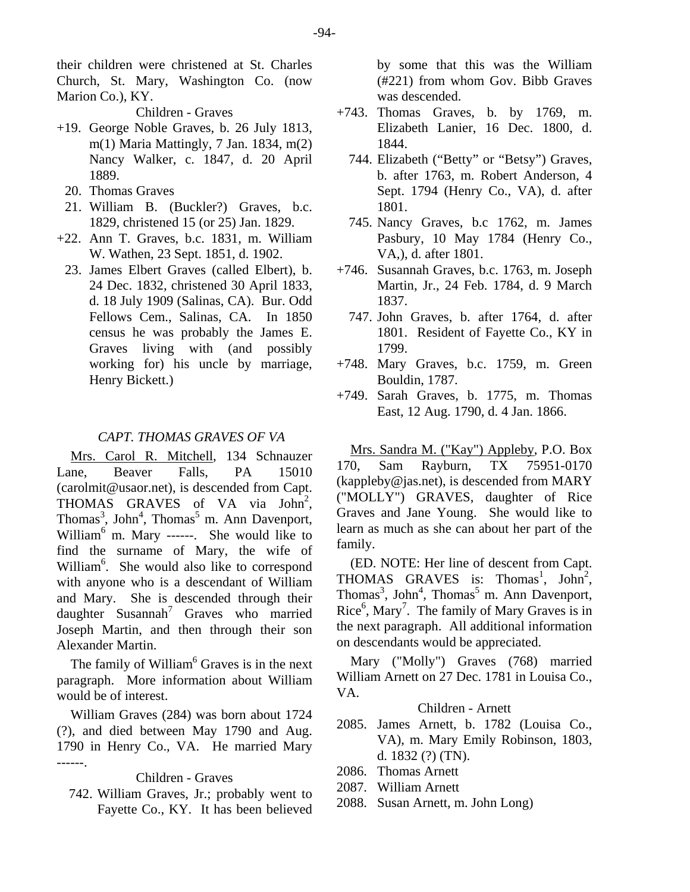their children were christened at St. Charles Church, St. Mary, Washington Co. (now Marion Co.), KY.

Children - Graves

+19. George Noble Graves, b. 26 July 1813, m(1) Maria Mattingly, 7 Jan. 1834, m(2) Nancy Walker, c. 1847, d. 20 April 1889.

20. Thomas Graves

21. William B. (Buckler?) Graves, b.c. 1829, christened 15 (or 25) Jan. 1829.

+22. Ann T. Graves, b.c. 1831, m. William W. Wathen, 23 Sept. 1851, d. 1902.

23. James Elbert Graves (called Elbert), b. 24 Dec. 1832, christened 30 April 1833, d. 18 July 1909 (Salinas, CA). Bur. Odd Fellows Cem., Salinas, CA. In 1850 census he was probably the James E. Graves living with (and possibly working for) his uncle by marriage, Henry Bickett.)

*CAPT. THOMAS GRAVES OF VA*

Mrs. Carol R. Mitchell, 134 Schnauzer Lane, Beaver Falls, PA 15010 (carolmit@usaor.net), is descended from Capt. THOMAS GRAVES OF VA via John[2], Thomas[3], John[4], Thomas[5] m. Ann Davenport, William[6] m. Mary ------. She would like to find the surname of Mary, the wife of William[6]. She would also like to correspond with anyone who is a descendant of William and Mary. She is descended through their daughter Susannah[7] Graves who married Joseph Martin, and then through their son Alexander Martin.

The family of William[6] Graves is in the next paragraph. More information about William would be of interest.

William Graves (284) was born about 1724 (?), and died between May 1790 and Aug. 1790 in Henry Co., VA. He married Mary ------.

Children - Graves

742. William Graves, Jr.; probably went to Fayette Co., KY. It has been believed by some that this was the William (#221) from whom Gov. Bibb Graves was descended.

+743. Thomas Graves, b. by 1769, m. Elizabeth Lanier, 16 Dec. 1800, d. 1844.

744. Elizabeth ("Betty" or "Betsy") Graves, b. after 1763, m. Robert Anderson, 4 Sept. 1794 (Henry Co., VA), d. after 1801.

745. Nancy Graves, b.c 1762, m. James Pasbury, 10 May 1784 (Henry Co., VA,), d. after 1801.

+746. Susannah Graves, b.c. 1763, m. Joseph Martin, Jr., 24 Feb. 1784, d. 9 March 1837.

747. John Graves, b. after 1764, d. after 1801. Resident of Fayette Co., KY in 1799.

+748. Mary Graves, b.c. 1759, m. Green Bouldin, 1787.

+749. Sarah Graves, b. 1775, m. Thomas East, 12 Aug. 1790, d. 4 Jan. 1866.

Mrs. Sandra M. ("Kay") Appleby, P.O. Box 170, Sam Rayburn, TX 75951-0170 (kappleby@jas.net), is descended from MARY ("MOLLY") GRAVES, daughter of Rice Graves and Jane Young. She would like to learn as much as she can about her part of the family.

(ED. NOTE: Her line of descent from Capt. THOMAS GRAVES is: Thomas[1], John[2], Thomas[3], John[4], Thomas[5] m. Ann Davenport, Rice[6], Mary[7]. The family of Mary Graves is in the next paragraph. All additional information on descendants would be appreciated.

Mary ("Molly") Graves (768) married William Arnett on 27 Dec. 1781 in Louisa Co., VA.

Children - Arnett

2085. James Arnett, b. 1782 (Louisa Co., VA), m. Mary Emily Robinson, 1803, d. 1832 (?) (TN).

2086. Thomas Arnett

2087. William Arnett

2088. Susan Arnett, m. John Long)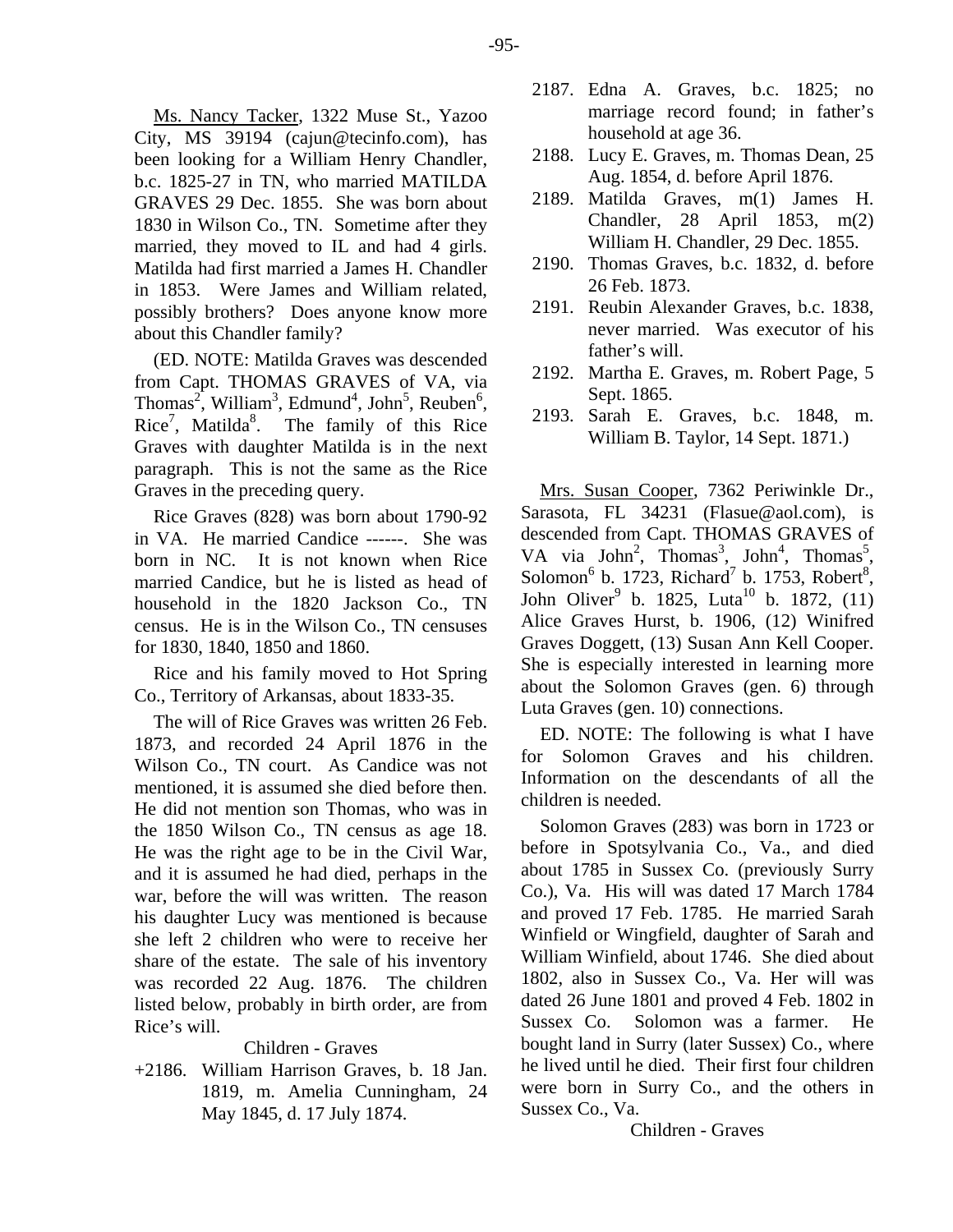Ms. Nancy Tacker, 1322 Muse St., Yazoo City, MS 39194 (cajun@tecinfo.com), has been looking for a William Henry Chandler, b.c. 1825-27 in TN, who married MATILDA GRAVES 29 Dec. 1855. She was born about 1830 in Wilson Co., TN. Sometime after they married, they moved to IL and had 4 girls. Matilda had first married a James H. Chandler in 1853. Were James and William related, possibly brothers? Does anyone know more about this Chandler family?

(ED. NOTE: Matilda Graves was descended from Capt. THOMAS GRAVES of VA, via Thomas[2], William[3], Edmund[4], John[5], Reuben[6], Rice[7], Matilda[8]. The family of this Rice Graves with daughter Matilda is in the next paragraph. This is not the same as the Rice Graves in the preceding query.

Rice Graves (828) was born about 1790-92 in VA. He married Candice ------. She was born in NC. It is not known when Rice married Candice, but he is listed as head of household in the 1820 Jackson Co., TN census. He is in the Wilson Co., TN censuses for 1830, 1840, 1850 and 1860.

Rice and his family moved to Hot Spring Co., Territory of Arkansas, about 1833-35.

The will of Rice Graves was written 26 Feb. 1873, and recorded 24 April 1876 in the Wilson Co., TN court. As Candice was not mentioned, it is assumed she died before then. He did not mention son Thomas, who was in the 1850 Wilson Co., TN census as age 18. He was the right age to be in the Civil War, and it is assumed he had died, perhaps in the war, before the will was written. The reason his daughter Lucy was mentioned is because she left 2 children who were to receive her share of the estate. The sale of his inventory was recorded 22 Aug. 1876. The children listed below, probably in birth order, are from Rice's will.

Children - Graves

+2186. William Harrison Graves, b. 18 Jan. 1819, m. Amelia Cunningham, 24 May 1845, d. 17 July 1874.

2187. Edna A. Graves, b.c. 1825; no marriage record found; in father's household at age 36.

2188. Lucy E. Graves, m. Thomas Dean, 25 Aug. 1854, d. before April 1876.

2189. Matilda Graves, m(1) James H. Chandler, 28 April 1853, m(2) William H. Chandler, 29 Dec. 1855.

2190. Thomas Graves, b.c. 1832, d. before 26 Feb. 1873.

2191. Reubin Alexander Graves, b.c. 1838, never married. Was executor of his father's will.

2192. Martha E. Graves, m. Robert Page, 5 Sept. 1865.

2193. Sarah E. Graves, b.c. 1848, m. William B. Taylor, 14 Sept. 1871.)

Mrs. Susan Cooper, 7362 Periwinkle Dr., Sarasota, FL 34231 (Flasue@aol.com), is descended from Capt. THOMAS GRAVES of VA via John[2], Thomas[3], John[4], Thomas[5], Solomon[6] b. 1723, Richard[7] b. 1753, Robert[8], John Oliver[9] b. 1825, Luta[10] b. 1872, (11) Alice Graves Hurst, b. 1906, (12) Winifred Graves Doggett, (13) Susan Ann Kell Cooper. She is especially interested in learning more about the Solomon Graves (gen. 6) through Luta Graves (gen. 10) connections.

ED. NOTE: The following is what I have for Solomon Graves and his children. Information on the descendants of all the children is needed.

Solomon Graves (283) was born in 1723 or before in Spotsylvania Co., Va., and died about 1785 in Sussex Co. (previously Surry Co.), Va. His will was dated 17 March 1784 and proved 17 Feb. 1785. He married Sarah Winfield or Wingfield, daughter of Sarah and William Winfield, about 1746. She died about 1802, also in Sussex Co., Va. Her will was dated 26 June 1801 and proved 4 Feb. 1802 in Sussex Co. Solomon was a farmer. He bought land in Surry (later Sussex) Co., where he lived until he died. Their first four children were born in Surry Co., and the others in Sussex Co., Va.

Children - Graves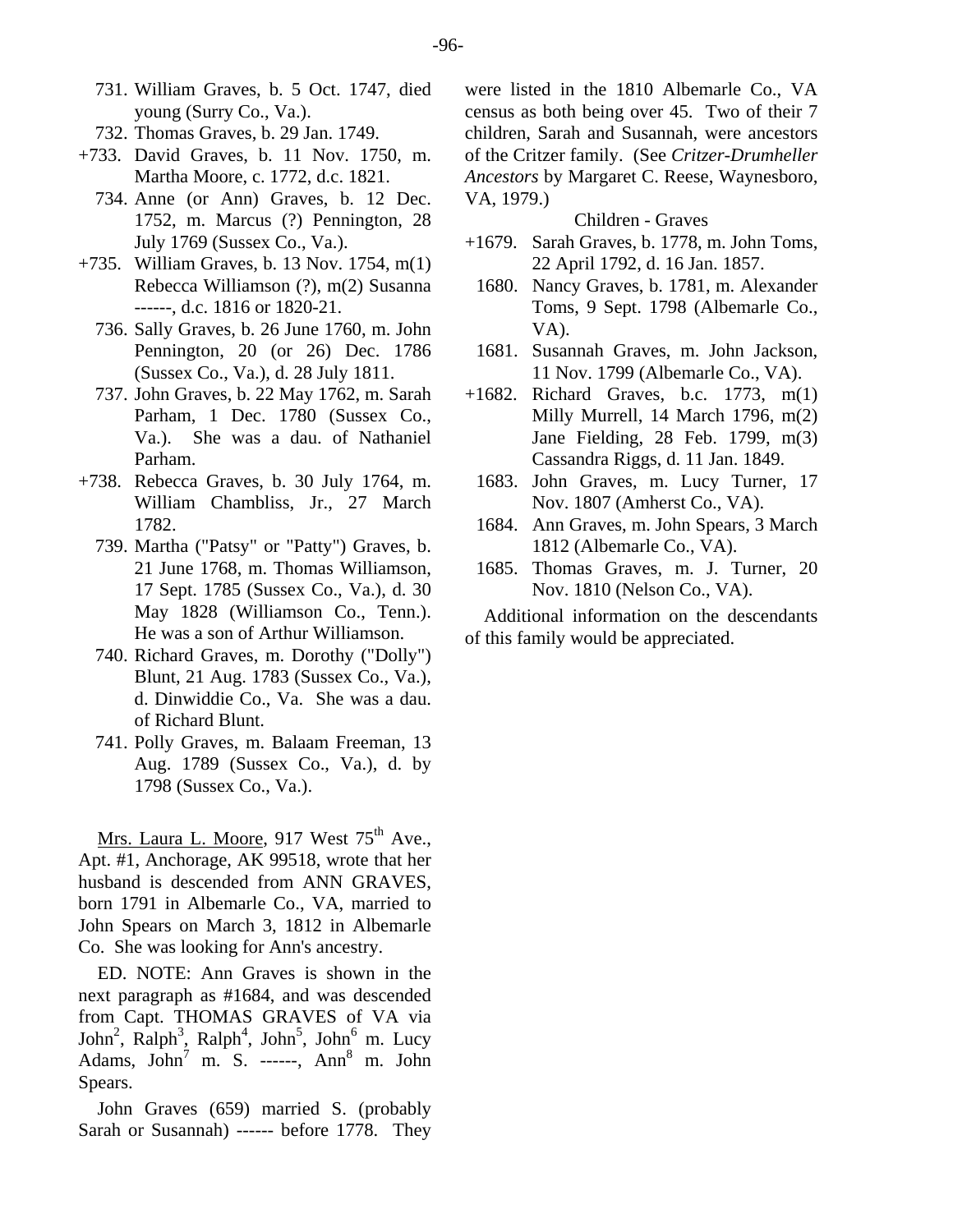731. William Graves, b. 5 Oct. 1747, died young (Surry Co., Va.).
732. Thomas Graves, b. 29 Jan. 1749.
+733. David Graves, b. 11 Nov. 1750, m. Martha Moore, c. 1772, d.c. 1821.
734. Anne (or Ann) Graves, b. 12 Dec. 1752, m. Marcus (?) Pennington, 28 July 1769 (Sussex Co., Va.).
+735. William Graves, b. 13 Nov. 1754, m(1) Rebecca Williamson (?), m(2) Susanna ------, d.c. 1816 or 1820-21.
736. Sally Graves, b. 26 June 1760, m. John Pennington, 20 (or 26) Dec. 1786 (Sussex Co., Va.), d. 28 July 1811.
737. John Graves, b. 22 May 1762, m. Sarah Parham, 1 Dec. 1780 (Sussex Co., Va.). She was a dau. of Nathaniel Parham.
+738. Rebecca Graves, b. 30 July 1764, m. William Chambliss, Jr., 27 March 1782.
739. Martha ("Patsy" or "Patty") Graves, b. 21 June 1768, m. Thomas Williamson, 17 Sept. 1785 (Sussex Co., Va.), d. 30 May 1828 (Williamson Co., Tenn.). He was a son of Arthur Williamson.
740. Richard Graves, m. Dorothy ("Dolly") Blunt, 21 Aug. 1783 (Sussex Co., Va.), d. Dinwiddie Co., Va. She was a dau. of Richard Blunt.
741. Polly Graves, m. Balaam Freeman, 13 Aug. 1789 (Sussex Co., Va.), d. by 1798 (Sussex Co., Va.).

Mrs. Laura L. Moore, 917 West 75th Ave., Apt. #1, Anchorage, AK 99518, wrote that her husband is descended from ANN GRAVES, born 1791 in Albemarle Co., VA, married to John Spears on March 3, 1812 in Albemarle Co. She was looking for Ann's ancestry.

ED. NOTE: Ann Graves is shown in the next paragraph as #1684, and was descended from Capt. THOMAS GRAVES of VA via John[2], Ralph[3], Ralph[4], John[5], John[6] m. Lucy Adams, John[7] m. S. ------, Ann[8] m. John Spears.

John Graves (659) married S. (probably Sarah or Susannah) ------ before 1778. They were listed in the 1810 Albemarle Co., VA census as both being over 45. Two of their 7 children, Sarah and Susannah, were ancestors of the Critzer family. (See *Critzer-Drumheller Ancestors* by Margaret C. Reese, Waynesboro, VA, 1979.)

Children - Graves

+1679. Sarah Graves, b. 1778, m. John Toms, 22 April 1792, d. 16 Jan. 1857.
1680. Nancy Graves, b. 1781, m. Alexander Toms, 9 Sept. 1798 (Albemarle Co., VA).
1681. Susannah Graves, m. John Jackson, 11 Nov. 1799 (Albemarle Co., VA).
+1682. Richard Graves, b.c. 1773, m(1) Milly Murrell, 14 March 1796, m(2) Jane Fielding, 28 Feb. 1799, m(3) Cassandra Riggs, d. 11 Jan. 1849.
1683. John Graves, m. Lucy Turner, 17 Nov. 1807 (Amherst Co., VA).
1684. Ann Graves, m. John Spears, 3 March 1812 (Albemarle Co., VA).
1685. Thomas Graves, m. J. Turner, 20 Nov. 1810 (Nelson Co., VA).

Additional information on the descendants of this family would be appreciated.